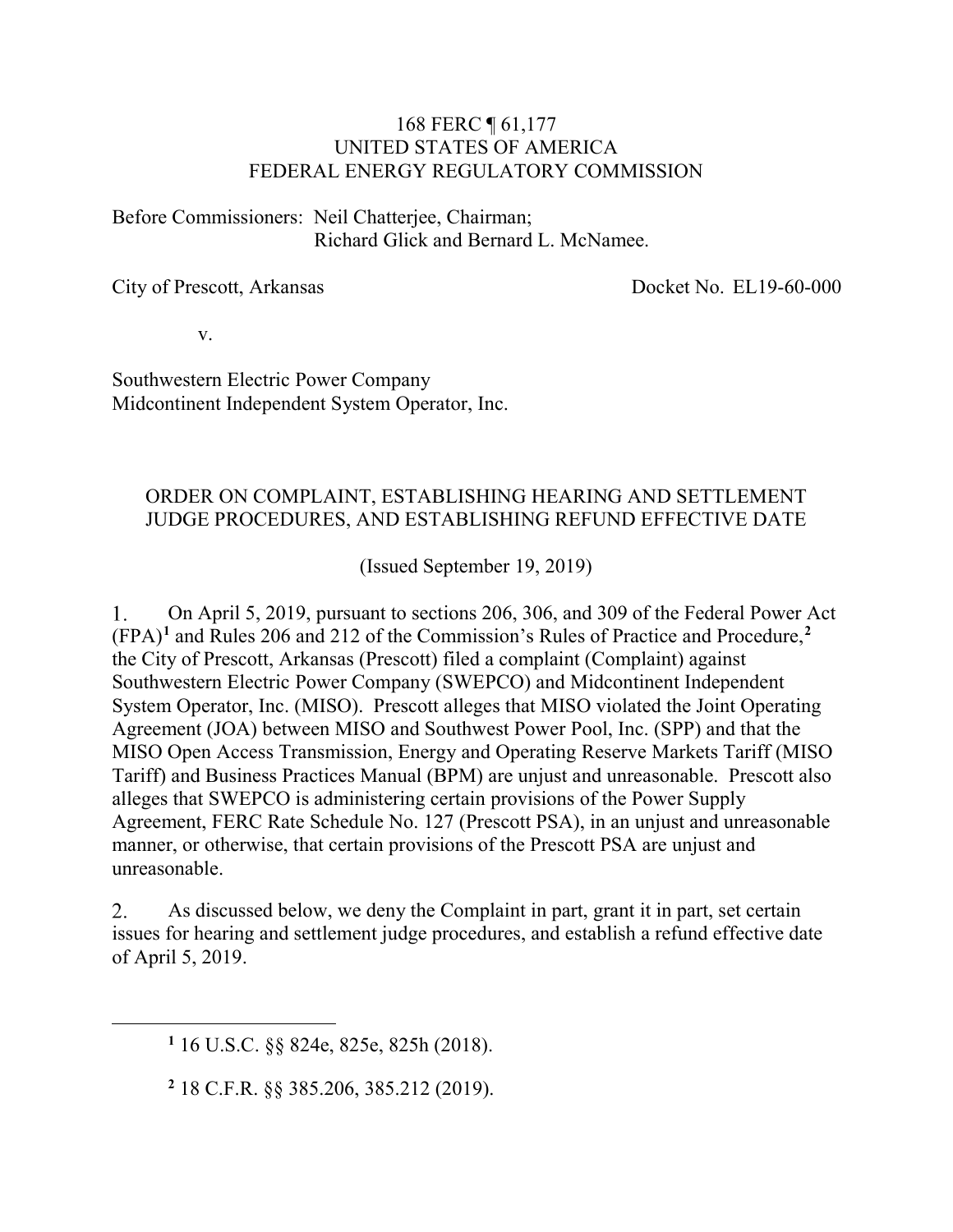168 FERC ¶ 61,177
UNITED STATES OF AMERICA
FEDERAL ENERGY REGULATORY COMMISSION

Before Commissioners: Neil Chatterjee, Chairman;
Richard Glick and Bernard L. McNamee.

City of Prescott, Arkansas Docket No. EL19-60-000

v.

Southwestern Electric Power Company
Midcontinent Independent System Operator, Inc.

ORDER ON COMPLAINT, ESTABLISHING HEARING AND SETTLEMENT JUDGE PROCEDURES, AND ESTABLISHING REFUND EFFECTIVE DATE

(Issued September 19, 2019)

1. On April 5, 2019, pursuant to sections 206, 306, and 309 of the Federal Power Act (FPA)[1] and Rules 206 and 212 of the Commission's Rules of Practice and Procedure,[2] the City of Prescott, Arkansas (Prescott) filed a complaint (Complaint) against Southwestern Electric Power Company (SWEPCO) and Midcontinent Independent System Operator, Inc. (MISO). Prescott alleges that MISO violated the Joint Operating Agreement (JOA) between MISO and Southwest Power Pool, Inc. (SPP) and that the MISO Open Access Transmission, Energy and Operating Reserve Markets Tariff (MISO Tariff) and Business Practices Manual (BPM) are unjust and unreasonable. Prescott also alleges that SWEPCO is administering certain provisions of the Power Supply Agreement, FERC Rate Schedule No. 127 (Prescott PSA), in an unjust and unreasonable manner, or otherwise, that certain provisions of the Prescott PSA are unjust and unreasonable.

2. As discussed below, we deny the Complaint in part, grant it in part, set certain issues for hearing and settlement judge procedures, and establish a refund effective date of April 5, 2019.

[1] 16 U.S.C. §§ 824e, 825e, 825h (2018).

[2] 18 C.F.R. §§ 385.206, 385.212 (2019).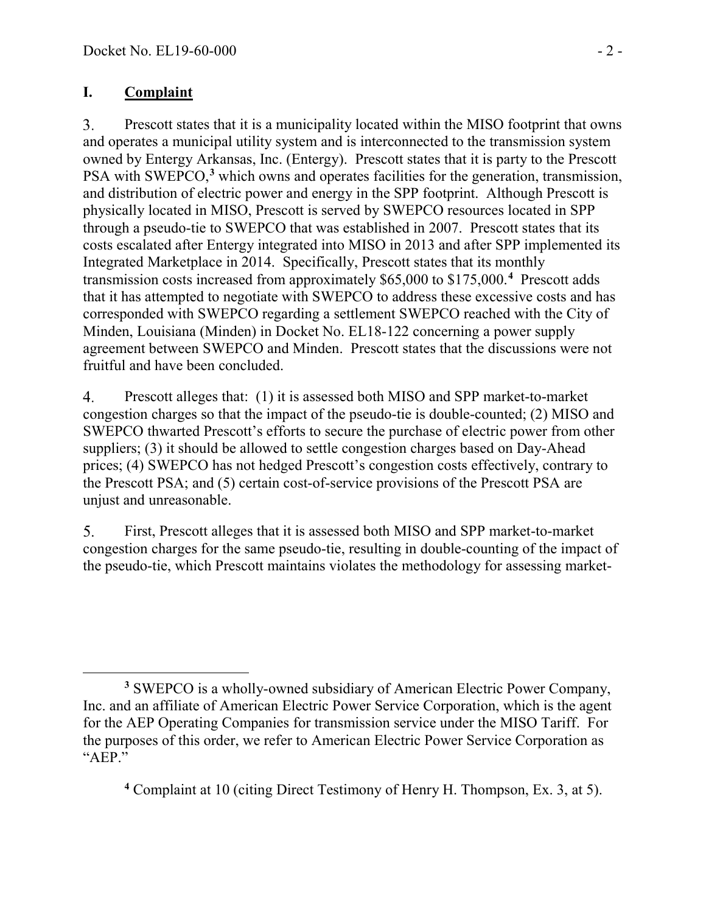## I. Complaint

3. Prescott states that it is a municipality located within the MISO footprint that owns and operates a municipal utility system and is interconnected to the transmission system owned by Entergy Arkansas, Inc. (Entergy). Prescott states that it is party to the Prescott PSA with SWEPCO,[3] which owns and operates facilities for the generation, transmission, and distribution of electric power and energy in the SPP footprint. Although Prescott is physically located in MISO, Prescott is served by SWEPCO resources located in SPP through a pseudo-tie to SWEPCO that was established in 2007. Prescott states that its costs escalated after Entergy integrated into MISO in 2013 and after SPP implemented its Integrated Marketplace in 2014. Specifically, Prescott states that its monthly transmission costs increased from approximately $65,000 to $175,000.[4] Prescott adds that it has attempted to negotiate with SWEPCO to address these excessive costs and has corresponded with SWEPCO regarding a settlement SWEPCO reached with the City of Minden, Louisiana (Minden) in Docket No. EL18-122 concerning a power supply agreement between SWEPCO and Minden. Prescott states that the discussions were not fruitful and have been concluded.

4. Prescott alleges that: (1) it is assessed both MISO and SPP market-to-market congestion charges so that the impact of the pseudo-tie is double-counted; (2) MISO and SWEPCO thwarted Prescott's efforts to secure the purchase of electric power from other suppliers; (3) it should be allowed to settle congestion charges based on Day-Ahead prices; (4) SWEPCO has not hedged Prescott's congestion costs effectively, contrary to the Prescott PSA; and (5) certain cost-of-service provisions of the Prescott PSA are unjust and unreasonable.

5. First, Prescott alleges that it is assessed both MISO and SPP market-to-market congestion charges for the same pseudo-tie, resulting in double-counting of the impact of the pseudo-tie, which Prescott maintains violates the methodology for assessing market-

[3] SWEPCO is a wholly-owned subsidiary of American Electric Power Company, Inc. and an affiliate of American Electric Power Service Corporation, which is the agent for the AEP Operating Companies for transmission service under the MISO Tariff. For the purposes of this order, we refer to American Electric Power Service Corporation as "AEP."

[4] Complaint at 10 (citing Direct Testimony of Henry H. Thompson, Ex. 3, at 5).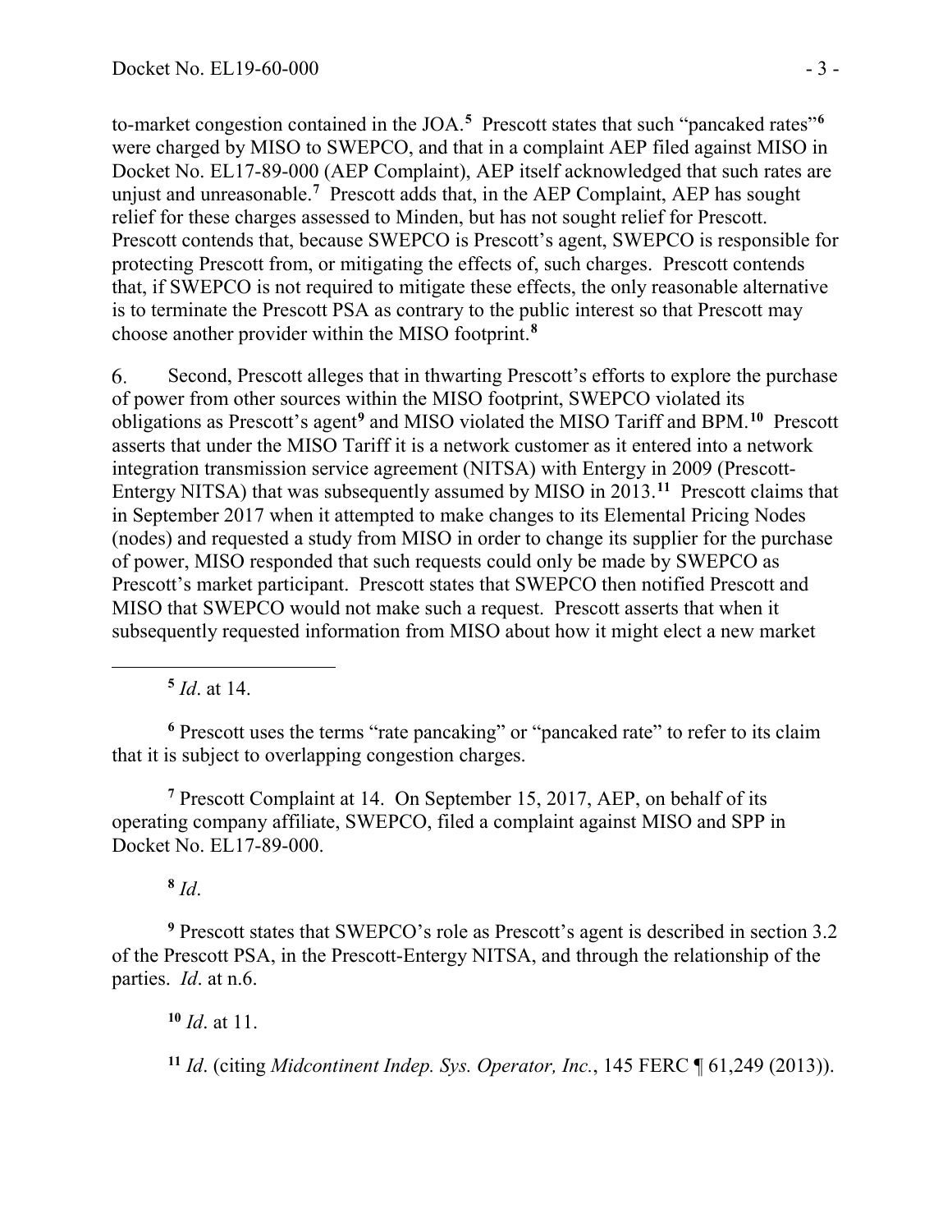to-market congestion contained in the JOA.[5] Prescott states that such "pancaked rates"[6] were charged by MISO to SWEPCO, and that in a complaint AEP filed against MISO in Docket No. EL17-89-000 (AEP Complaint), AEP itself acknowledged that such rates are unjust and unreasonable.[7] Prescott adds that, in the AEP Complaint, AEP has sought relief for these charges assessed to Minden, but has not sought relief for Prescott. Prescott contends that, because SWEPCO is Prescott's agent, SWEPCO is responsible for protecting Prescott from, or mitigating the effects of, such charges. Prescott contends that, if SWEPCO is not required to mitigate these effects, the only reasonable alternative is to terminate the Prescott PSA as contrary to the public interest so that Prescott may choose another provider within the MISO footprint.[8]

6. Second, Prescott alleges that in thwarting Prescott's efforts to explore the purchase of power from other sources within the MISO footprint, SWEPCO violated its obligations as Prescott's agent[9] and MISO violated the MISO Tariff and BPM.[10] Prescott asserts that under the MISO Tariff it is a network customer as it entered into a network integration transmission service agreement (NITSA) with Entergy in 2009 (Prescott-Entergy NITSA) that was subsequently assumed by MISO in 2013.[11] Prescott claims that in September 2017 when it attempted to make changes to its Elemental Pricing Nodes (nodes) and requested a study from MISO in order to change its supplier for the purchase of power, MISO responded that such requests could only be made by SWEPCO as Prescott's market participant. Prescott states that SWEPCO then notified Prescott and MISO that SWEPCO would not make such a request. Prescott asserts that when it subsequently requested information from MISO about how it might elect a new market

---

[5] *Id*. at 14.

[6] Prescott uses the terms "rate pancaking" or "pancaked rate" to refer to its claim that it is subject to overlapping congestion charges.

[7] Prescott Complaint at 14. On September 15, 2017, AEP, on behalf of its operating company affiliate, SWEPCO, filed a complaint against MISO and SPP in Docket No. EL17-89-000.

[8] *Id*.

[9] Prescott states that SWEPCO's role as Prescott's agent is described in section 3.2 of the Prescott PSA, in the Prescott-Entergy NITSA, and through the relationship of the parties. *Id*. at n.6.

[10] *Id*. at 11.

[11] *Id*. (citing *Midcontinent Indep. Sys. Operator, Inc.*, 145 FERC ¶ 61,249 (2013)).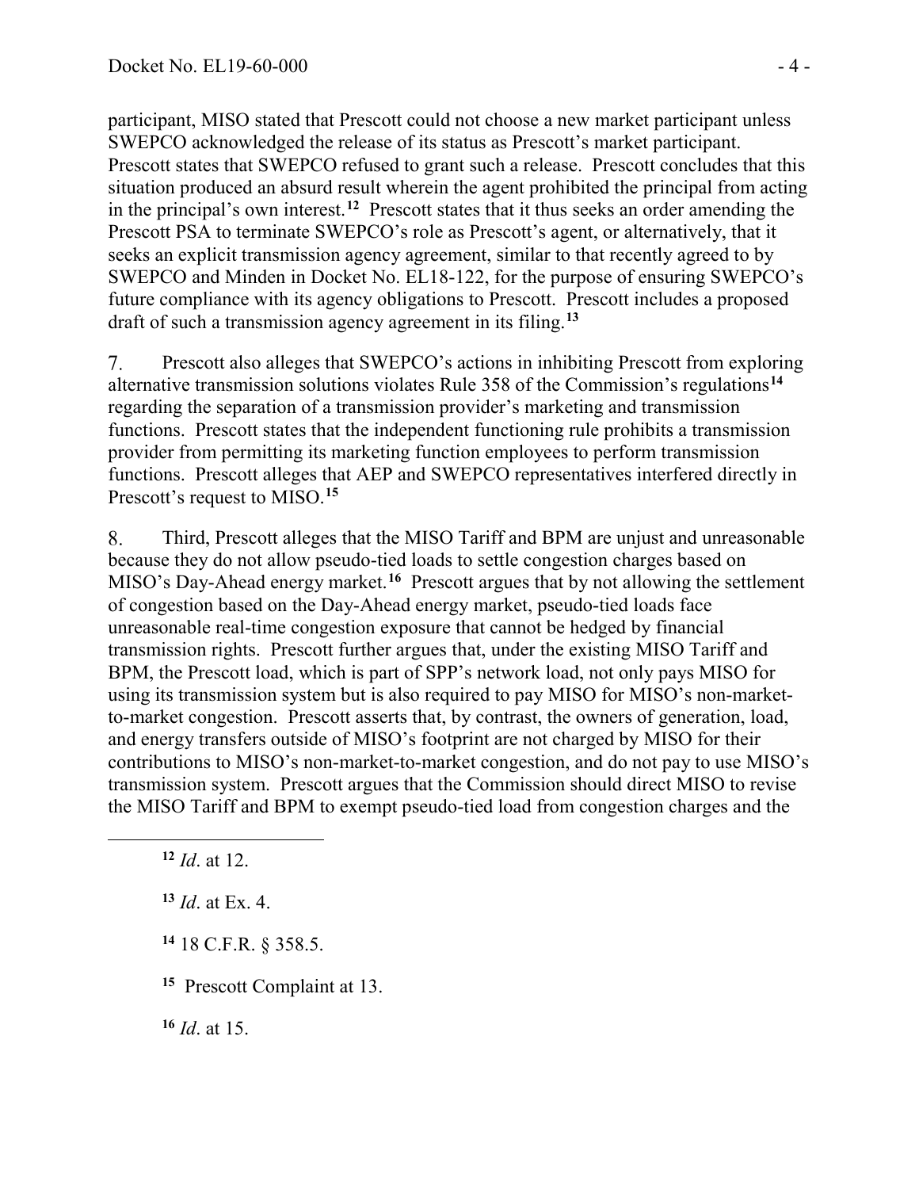participant, MISO stated that Prescott could not choose a new market participant unless SWEPCO acknowledged the release of its status as Prescott's market participant. Prescott states that SWEPCO refused to grant such a release. Prescott concludes that this situation produced an absurd result wherein the agent prohibited the principal from acting in the principal's own interest.[12] Prescott states that it thus seeks an order amending the Prescott PSA to terminate SWEPCO's role as Prescott's agent, or alternatively, that it seeks an explicit transmission agency agreement, similar to that recently agreed to by SWEPCO and Minden in Docket No. EL18-122, for the purpose of ensuring SWEPCO's future compliance with its agency obligations to Prescott. Prescott includes a proposed draft of such a transmission agency agreement in its filing.[13]

7. Prescott also alleges that SWEPCO's actions in inhibiting Prescott from exploring alternative transmission solutions violates Rule 358 of the Commission's regulations[14] regarding the separation of a transmission provider's marketing and transmission functions. Prescott states that the independent functioning rule prohibits a transmission provider from permitting its marketing function employees to perform transmission functions. Prescott alleges that AEP and SWEPCO representatives interfered directly in Prescott's request to MISO.[15]

8. Third, Prescott alleges that the MISO Tariff and BPM are unjust and unreasonable because they do not allow pseudo-tied loads to settle congestion charges based on MISO's Day-Ahead energy market.[16] Prescott argues that by not allowing the settlement of congestion based on the Day-Ahead energy market, pseudo-tied loads face unreasonable real-time congestion exposure that cannot be hedged by financial transmission rights. Prescott further argues that, under the existing MISO Tariff and BPM, the Prescott load, which is part of SPP's network load, not only pays MISO for using its transmission system but is also required to pay MISO for MISO's non-market-to-market congestion. Prescott asserts that, by contrast, the owners of generation, load, and energy transfers outside of MISO's footprint are not charged by MISO for their contributions to MISO's non-market-to-market congestion, and do not pay to use MISO's transmission system. Prescott argues that the Commission should direct MISO to revise the MISO Tariff and BPM to exempt pseudo-tied load from congestion charges and the

---

[12] *Id*. at 12.

[13] *Id*. at Ex. 4.

[14] 18 C.F.R. § 358.5.

[15] Prescott Complaint at 13.

[16] *Id*. at 15.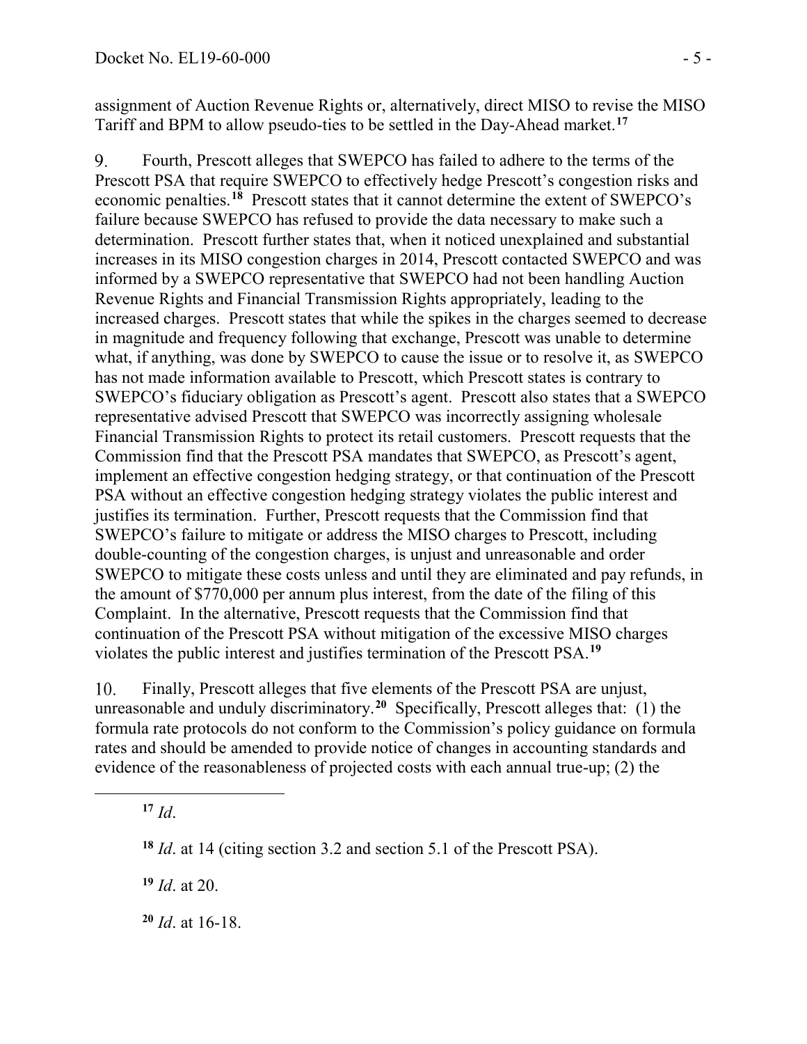assignment of Auction Revenue Rights or, alternatively, direct MISO to revise the MISO Tariff and BPM to allow pseudo-ties to be settled in the Day-Ahead market.[17]

9. Fourth, Prescott alleges that SWEPCO has failed to adhere to the terms of the Prescott PSA that require SWEPCO to effectively hedge Prescott's congestion risks and economic penalties.[18] Prescott states that it cannot determine the extent of SWEPCO's failure because SWEPCO has refused to provide the data necessary to make such a determination. Prescott further states that, when it noticed unexplained and substantial increases in its MISO congestion charges in 2014, Prescott contacted SWEPCO and was informed by a SWEPCO representative that SWEPCO had not been handling Auction Revenue Rights and Financial Transmission Rights appropriately, leading to the increased charges. Prescott states that while the spikes in the charges seemed to decrease in magnitude and frequency following that exchange, Prescott was unable to determine what, if anything, was done by SWEPCO to cause the issue or to resolve it, as SWEPCO has not made information available to Prescott, which Prescott states is contrary to SWEPCO's fiduciary obligation as Prescott's agent. Prescott also states that a SWEPCO representative advised Prescott that SWEPCO was incorrectly assigning wholesale Financial Transmission Rights to protect its retail customers. Prescott requests that the Commission find that the Prescott PSA mandates that SWEPCO, as Prescott's agent, implement an effective congestion hedging strategy, or that continuation of the Prescott PSA without an effective congestion hedging strategy violates the public interest and justifies its termination. Further, Prescott requests that the Commission find that SWEPCO's failure to mitigate or address the MISO charges to Prescott, including double-counting of the congestion charges, is unjust and unreasonable and order SWEPCO to mitigate these costs unless and until they are eliminated and pay refunds, in the amount of $770,000 per annum plus interest, from the date of the filing of this Complaint. In the alternative, Prescott requests that the Commission find that continuation of the Prescott PSA without mitigation of the excessive MISO charges violates the public interest and justifies termination of the Prescott PSA.[19]

10. Finally, Prescott alleges that five elements of the Prescott PSA are unjust, unreasonable and unduly discriminatory.[20] Specifically, Prescott alleges that: (1) the formula rate protocols do not conform to the Commission's policy guidance on formula rates and should be amended to provide notice of changes in accounting standards and evidence of the reasonableness of projected costs with each annual true-up; (2) the

---

[17] *Id*.

[18] *Id*. at 14 (citing section 3.2 and section 5.1 of the Prescott PSA).

[19] *Id*. at 20.

[20] *Id*. at 16-18.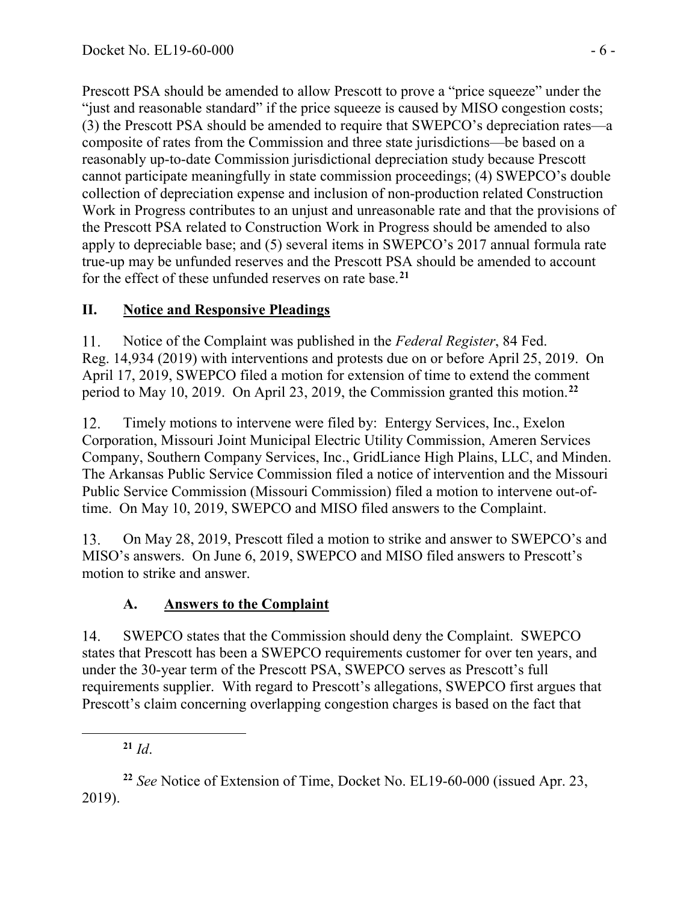Prescott PSA should be amended to allow Prescott to prove a "price squeeze" under the "just and reasonable standard" if the price squeeze is caused by MISO congestion costs; (3) the Prescott PSA should be amended to require that SWEPCO's depreciation rates—a composite of rates from the Commission and three state jurisdictions—be based on a reasonably up-to-date Commission jurisdictional depreciation study because Prescott cannot participate meaningfully in state commission proceedings; (4) SWEPCO's double collection of depreciation expense and inclusion of non-production related Construction Work in Progress contributes to an unjust and unreasonable rate and that the provisions of the Prescott PSA related to Construction Work in Progress should be amended to also apply to depreciable base; and (5) several items in SWEPCO's 2017 annual formula rate true-up may be unfunded reserves and the Prescott PSA should be amended to account for the effect of these unfunded reserves on rate base.[21]

## II. Notice and Responsive Pleadings

11. Notice of the Complaint was published in the *Federal Register*, 84 Fed. Reg. 14,934 (2019) with interventions and protests due on or before April 25, 2019. On April 17, 2019, SWEPCO filed a motion for extension of time to extend the comment period to May 10, 2019. On April 23, 2019, the Commission granted this motion.[22]

12. Timely motions to intervene were filed by: Entergy Services, Inc., Exelon Corporation, Missouri Joint Municipal Electric Utility Commission, Ameren Services Company, Southern Company Services, Inc., GridLiance High Plains, LLC, and Minden. The Arkansas Public Service Commission filed a notice of intervention and the Missouri Public Service Commission (Missouri Commission) filed a motion to intervene out-of-time. On May 10, 2019, SWEPCO and MISO filed answers to the Complaint.

13. On May 28, 2019, Prescott filed a motion to strike and answer to SWEPCO's and MISO's answers. On June 6, 2019, SWEPCO and MISO filed answers to Prescott's motion to strike and answer.

### A. Answers to the Complaint

14. SWEPCO states that the Commission should deny the Complaint. SWEPCO states that Prescott has been a SWEPCO requirements customer for over ten years, and under the 30-year term of the Prescott PSA, SWEPCO serves as Prescott's full requirements supplier. With regard to Prescott's allegations, SWEPCO first argues that Prescott's claim concerning overlapping congestion charges is based on the fact that

---

[21] *Id*.

[22] *See* Notice of Extension of Time, Docket No. EL19-60-000 (issued Apr. 23, 2019).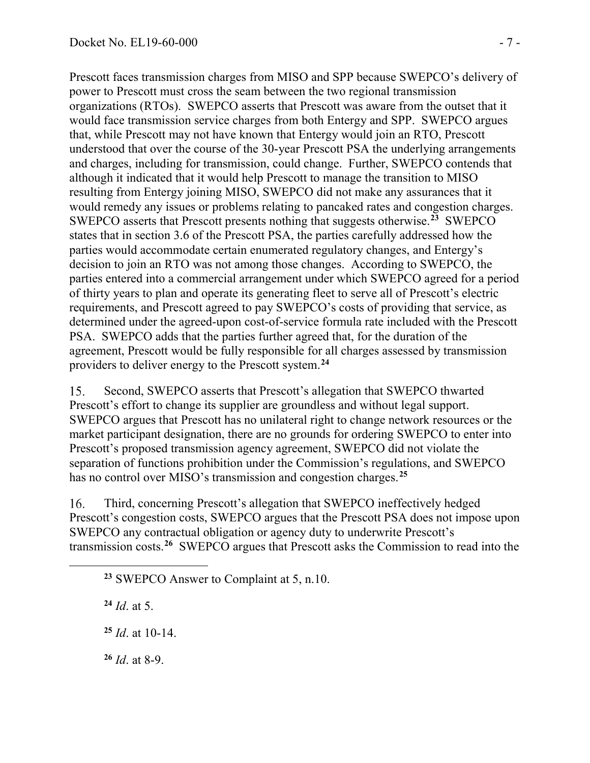Prescott faces transmission charges from MISO and SPP because SWEPCO's delivery of power to Prescott must cross the seam between the two regional transmission organizations (RTOs). SWEPCO asserts that Prescott was aware from the outset that it would face transmission service charges from both Entergy and SPP. SWEPCO argues that, while Prescott may not have known that Entergy would join an RTO, Prescott understood that over the course of the 30-year Prescott PSA the underlying arrangements and charges, including for transmission, could change. Further, SWEPCO contends that although it indicated that it would help Prescott to manage the transition to MISO resulting from Entergy joining MISO, SWEPCO did not make any assurances that it would remedy any issues or problems relating to pancaked rates and congestion charges. SWEPCO asserts that Prescott presents nothing that suggests otherwise.[23] SWEPCO states that in section 3.6 of the Prescott PSA, the parties carefully addressed how the parties would accommodate certain enumerated regulatory changes, and Entergy's decision to join an RTO was not among those changes. According to SWEPCO, the parties entered into a commercial arrangement under which SWEPCO agreed for a period of thirty years to plan and operate its generating fleet to serve all of Prescott's electric requirements, and Prescott agreed to pay SWEPCO's costs of providing that service, as determined under the agreed-upon cost-of-service formula rate included with the Prescott PSA. SWEPCO adds that the parties further agreed that, for the duration of the agreement, Prescott would be fully responsible for all charges assessed by transmission providers to deliver energy to the Prescott system.[24]

15. Second, SWEPCO asserts that Prescott's allegation that SWEPCO thwarted Prescott's effort to change its supplier are groundless and without legal support. SWEPCO argues that Prescott has no unilateral right to change network resources or the market participant designation, there are no grounds for ordering SWEPCO to enter into Prescott's proposed transmission agency agreement, SWEPCO did not violate the separation of functions prohibition under the Commission's regulations, and SWEPCO has no control over MISO's transmission and congestion charges.[25]

16. Third, concerning Prescott's allegation that SWEPCO ineffectively hedged Prescott's congestion costs, SWEPCO argues that the Prescott PSA does not impose upon SWEPCO any contractual obligation or agency duty to underwrite Prescott's transmission costs.[26] SWEPCO argues that Prescott asks the Commission to read into the

---

[23] SWEPCO Answer to Complaint at 5, n.10.

[24] *Id*. at 5.

[25] *Id*. at 10-14.

[26] *Id*. at 8-9.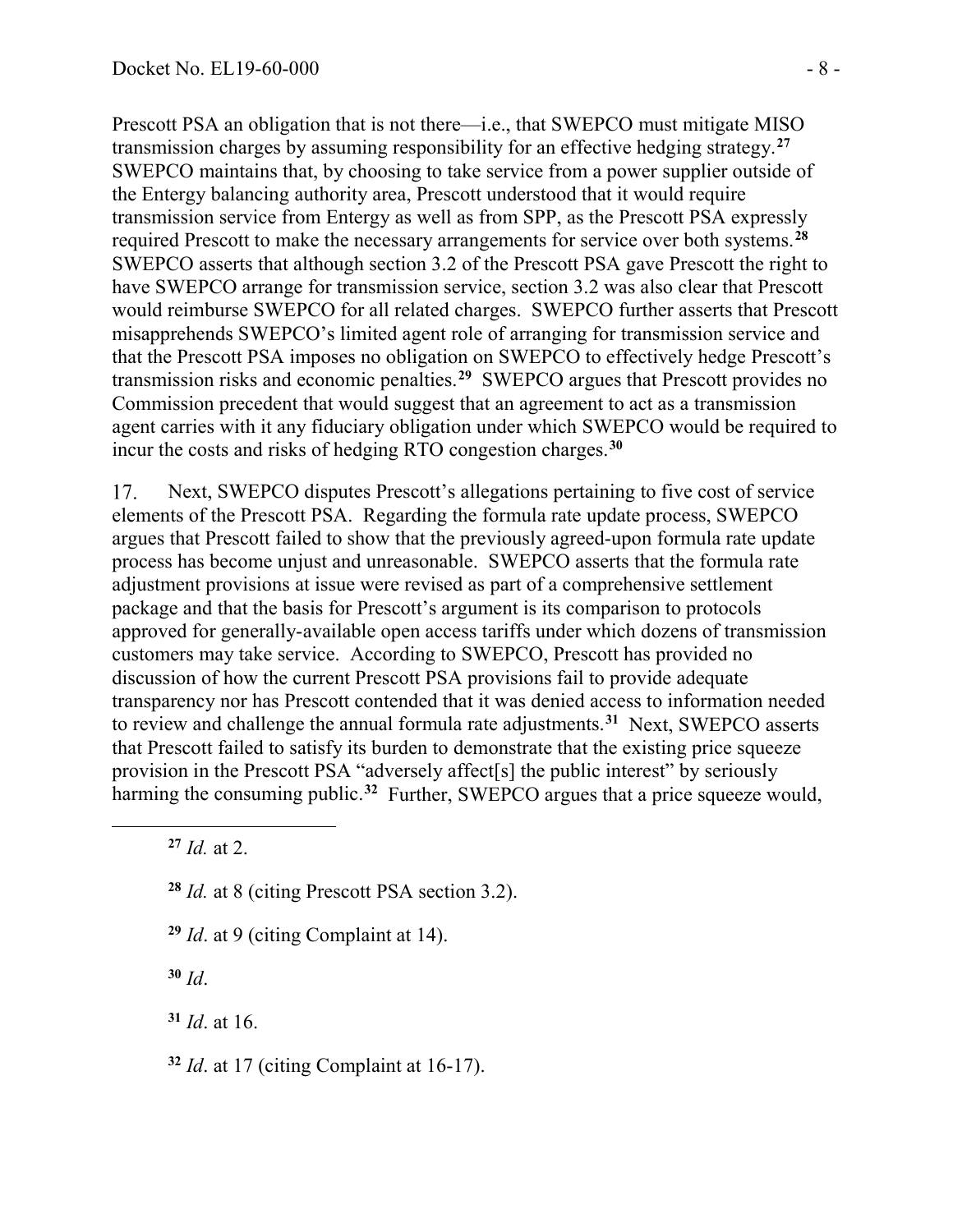Prescott PSA an obligation that is not there—i.e., that SWEPCO must mitigate MISO transmission charges by assuming responsibility for an effective hedging strategy.[27] SWEPCO maintains that, by choosing to take service from a power supplier outside of the Entergy balancing authority area, Prescott understood that it would require transmission service from Entergy as well as from SPP, as the Prescott PSA expressly required Prescott to make the necessary arrangements for service over both systems.[28] SWEPCO asserts that although section 3.2 of the Prescott PSA gave Prescott the right to have SWEPCO arrange for transmission service, section 3.2 was also clear that Prescott would reimburse SWEPCO for all related charges. SWEPCO further asserts that Prescott misapprehends SWEPCO's limited agent role of arranging for transmission service and that the Prescott PSA imposes no obligation on SWEPCO to effectively hedge Prescott's transmission risks and economic penalties.[29] SWEPCO argues that Prescott provides no Commission precedent that would suggest that an agreement to act as a transmission agent carries with it any fiduciary obligation under which SWEPCO would be required to incur the costs and risks of hedging RTO congestion charges.[30]

17. Next, SWEPCO disputes Prescott's allegations pertaining to five cost of service elements of the Prescott PSA. Regarding the formula rate update process, SWEPCO argues that Prescott failed to show that the previously agreed-upon formula rate update process has become unjust and unreasonable. SWEPCO asserts that the formula rate adjustment provisions at issue were revised as part of a comprehensive settlement package and that the basis for Prescott's argument is its comparison to protocols approved for generally-available open access tariffs under which dozens of transmission customers may take service. According to SWEPCO, Prescott has provided no discussion of how the current Prescott PSA provisions fail to provide adequate transparency nor has Prescott contended that it was denied access to information needed to review and challenge the annual formula rate adjustments.[31] Next, SWEPCO asserts that Prescott failed to satisfy its burden to demonstrate that the existing price squeeze provision in the Prescott PSA "adversely affect[s] the public interest" by seriously harming the consuming public.[32] Further, SWEPCO argues that a price squeeze would,

[27] *Id.* at 2.

[28] *Id.* at 8 (citing Prescott PSA section 3.2).

[29] *Id*. at 9 (citing Complaint at 14).

[30] *Id*.

[31] *Id*. at 16.

[32] *Id*. at 17 (citing Complaint at 16-17).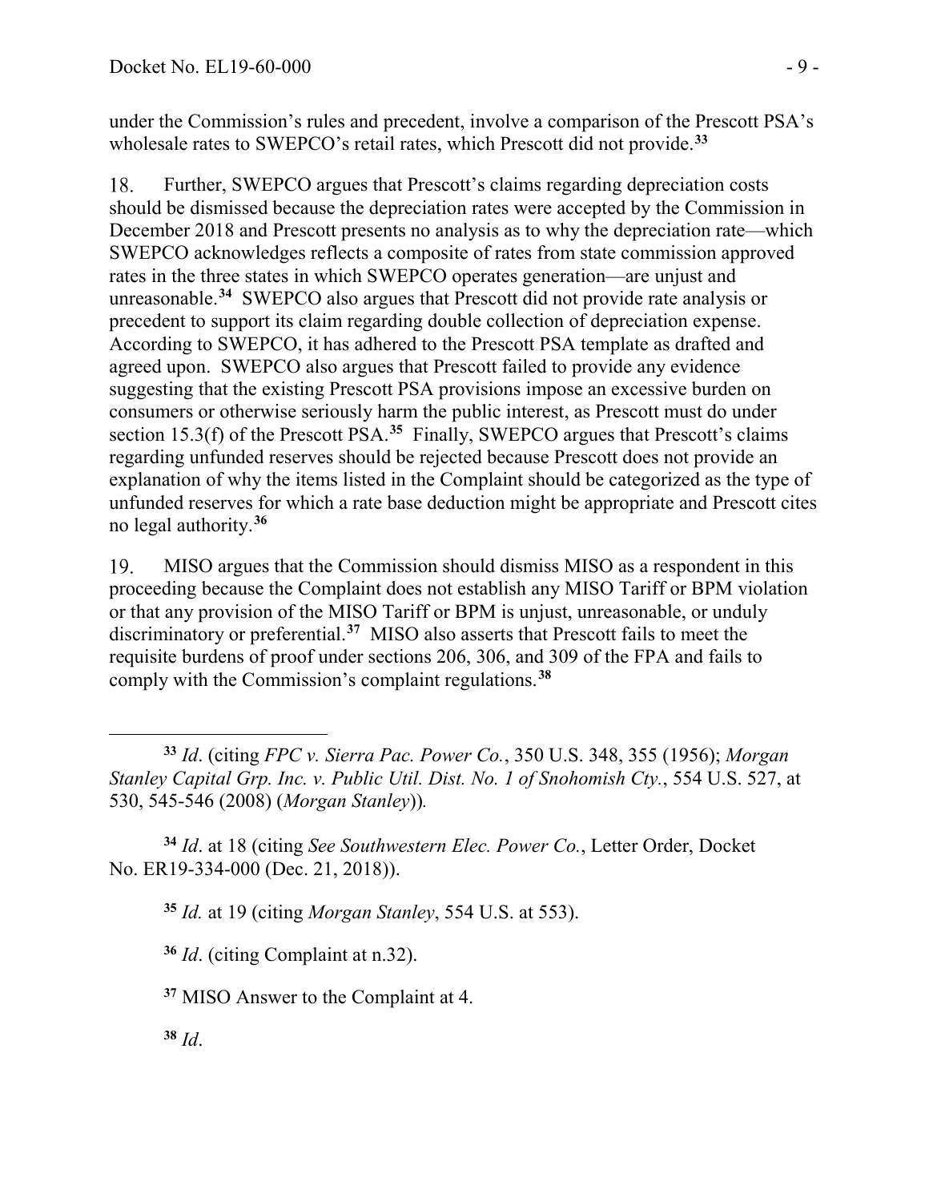under the Commission's rules and precedent, involve a comparison of the Prescott PSA's wholesale rates to SWEPCO's retail rates, which Prescott did not provide.[33]

18. Further, SWEPCO argues that Prescott's claims regarding depreciation costs should be dismissed because the depreciation rates were accepted by the Commission in December 2018 and Prescott presents no analysis as to why the depreciation rate—which SWEPCO acknowledges reflects a composite of rates from state commission approved rates in the three states in which SWEPCO operates generation—are unjust and unreasonable.[34] SWEPCO also argues that Prescott did not provide rate analysis or precedent to support its claim regarding double collection of depreciation expense. According to SWEPCO, it has adhered to the Prescott PSA template as drafted and agreed upon. SWEPCO also argues that Prescott failed to provide any evidence suggesting that the existing Prescott PSA provisions impose an excessive burden on consumers or otherwise seriously harm the public interest, as Prescott must do under section 15.3(f) of the Prescott PSA.[35] Finally, SWEPCO argues that Prescott's claims regarding unfunded reserves should be rejected because Prescott does not provide an explanation of why the items listed in the Complaint should be categorized as the type of unfunded reserves for which a rate base deduction might be appropriate and Prescott cites no legal authority.[36]

19. MISO argues that the Commission should dismiss MISO as a respondent in this proceeding because the Complaint does not establish any MISO Tariff or BPM violation or that any provision of the MISO Tariff or BPM is unjust, unreasonable, or unduly discriminatory or preferential.[37] MISO also asserts that Prescott fails to meet the requisite burdens of proof under sections 206, 306, and 309 of the FPA and fails to comply with the Commission's complaint regulations.[38]

---

[33] *Id*. (citing *FPC v. Sierra Pac. Power Co.*, 350 U.S. 348, 355 (1956); *Morgan Stanley Capital Grp. Inc. v. Public Util. Dist. No. 1 of Snohomish Cty.*, 554 U.S. 527, at 530, 545-546 (2008) (*Morgan Stanley*)).

[34] *Id*. at 18 (citing *See Southwestern Elec. Power Co.*, Letter Order, Docket No. ER19-334-000 (Dec. 21, 2018)).

[35] *Id.* at 19 (citing *Morgan Stanley*, 554 U.S. at 553).

[36] *Id*. (citing Complaint at n.32).

[37] MISO Answer to the Complaint at 4.

[38] *Id*.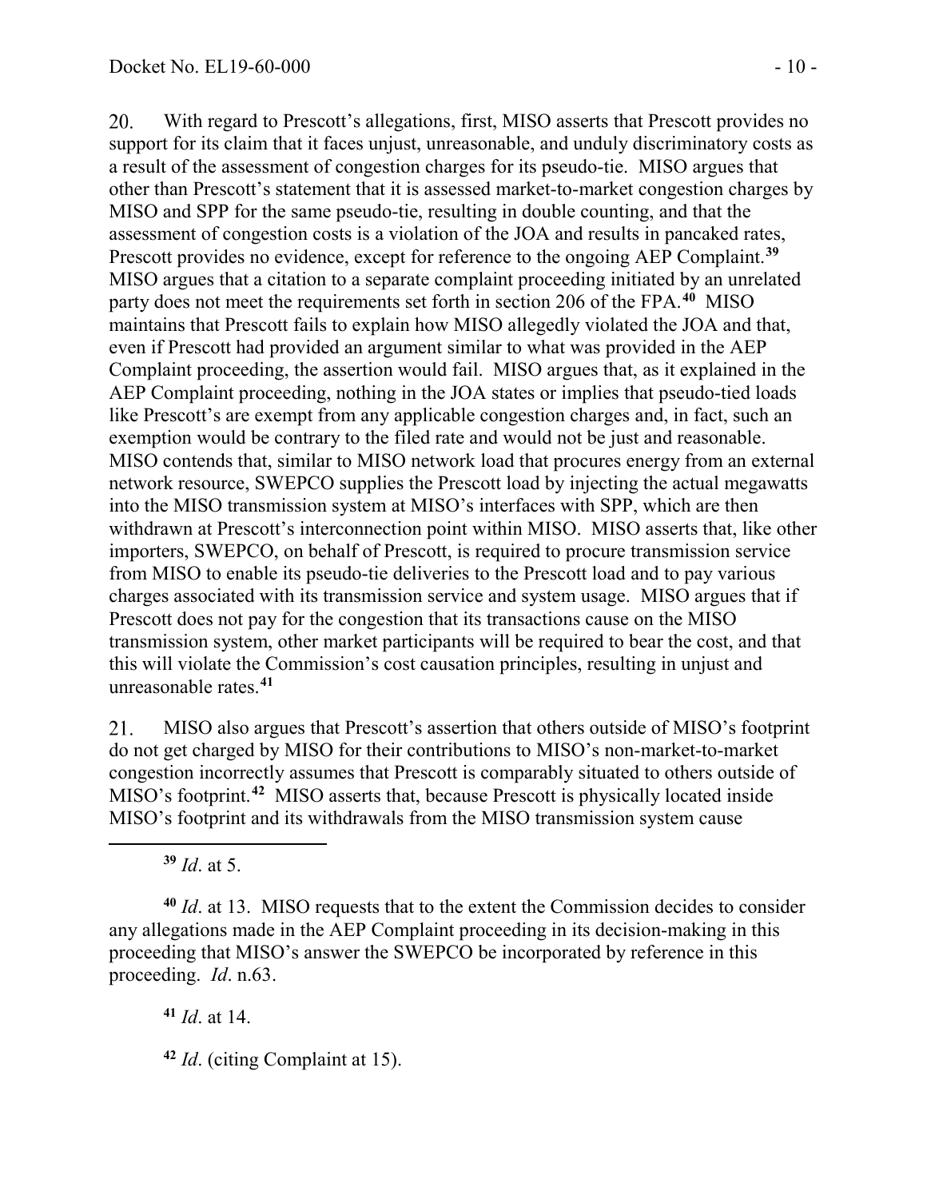20. With regard to Prescott's allegations, first, MISO asserts that Prescott provides no support for its claim that it faces unjust, unreasonable, and unduly discriminatory costs as a result of the assessment of congestion charges for its pseudo-tie. MISO argues that other than Prescott's statement that it is assessed market-to-market congestion charges by MISO and SPP for the same pseudo-tie, resulting in double counting, and that the assessment of congestion costs is a violation of the JOA and results in pancaked rates, Prescott provides no evidence, except for reference to the ongoing AEP Complaint.[39] MISO argues that a citation to a separate complaint proceeding initiated by an unrelated party does not meet the requirements set forth in section 206 of the FPA.[40] MISO maintains that Prescott fails to explain how MISO allegedly violated the JOA and that, even if Prescott had provided an argument similar to what was provided in the AEP Complaint proceeding, the assertion would fail. MISO argues that, as it explained in the AEP Complaint proceeding, nothing in the JOA states or implies that pseudo-tied loads like Prescott's are exempt from any applicable congestion charges and, in fact, such an exemption would be contrary to the filed rate and would not be just and reasonable. MISO contends that, similar to MISO network load that procures energy from an external network resource, SWEPCO supplies the Prescott load by injecting the actual megawatts into the MISO transmission system at MISO's interfaces with SPP, which are then withdrawn at Prescott's interconnection point within MISO. MISO asserts that, like other importers, SWEPCO, on behalf of Prescott, is required to procure transmission service from MISO to enable its pseudo-tie deliveries to the Prescott load and to pay various charges associated with its transmission service and system usage. MISO argues that if Prescott does not pay for the congestion that its transactions cause on the MISO transmission system, other market participants will be required to bear the cost, and that this will violate the Commission's cost causation principles, resulting in unjust and unreasonable rates.[41]

21. MISO also argues that Prescott's assertion that others outside of MISO's footprint do not get charged by MISO for their contributions to MISO's non-market-to-market congestion incorrectly assumes that Prescott is comparably situated to others outside of MISO's footprint.[42] MISO asserts that, because Prescott is physically located inside MISO's footprint and its withdrawals from the MISO transmission system cause

---

[39] *Id*. at 5.

[40] *Id*. at 13. MISO requests that to the extent the Commission decides to consider any allegations made in the AEP Complaint proceeding in its decision-making in this proceeding that MISO's answer the SWEPCO be incorporated by reference in this proceeding. *Id*. n.63.

[41] *Id*. at 14.

[42] *Id*. (citing Complaint at 15).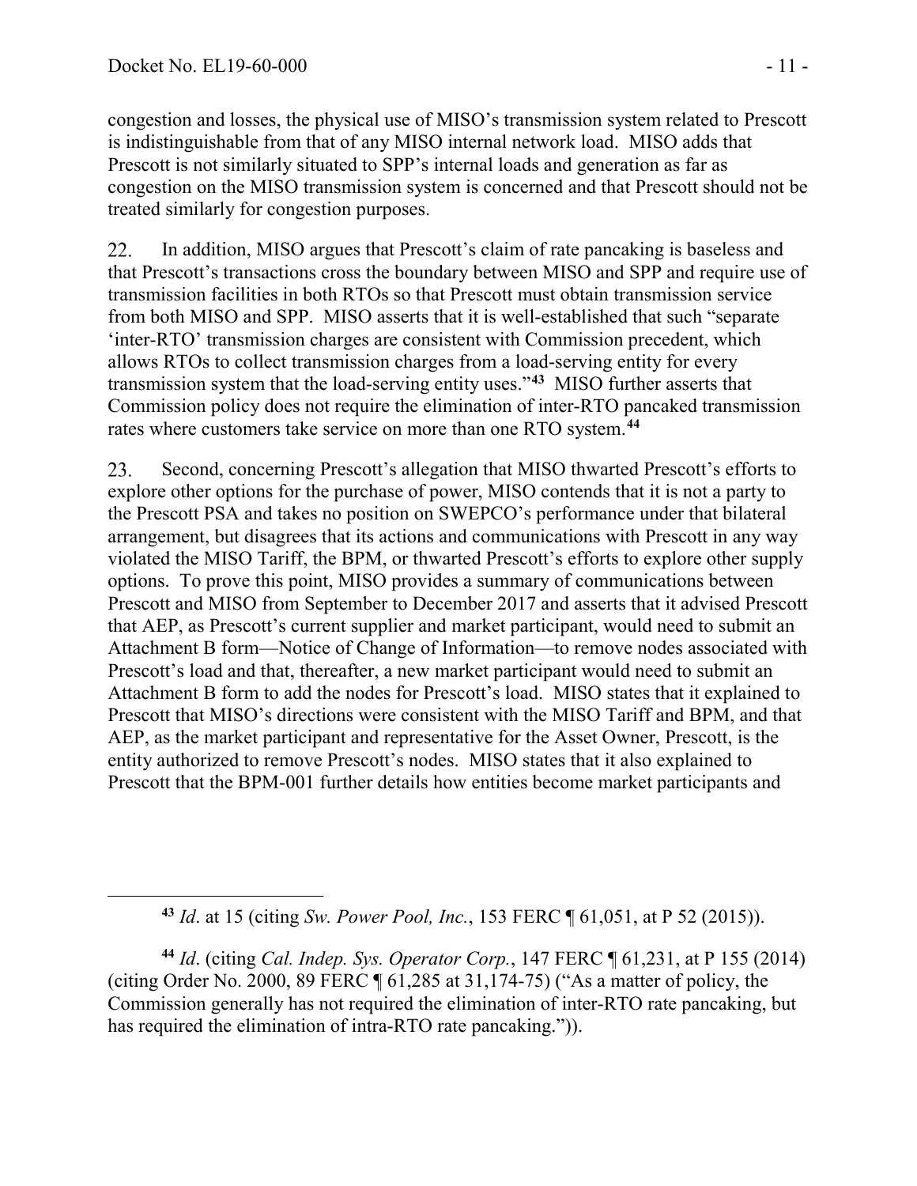congestion and losses, the physical use of MISO's transmission system related to Prescott is indistinguishable from that of any MISO internal network load. MISO adds that Prescott is not similarly situated to SPP's internal loads and generation as far as congestion on the MISO transmission system is concerned and that Prescott should not be treated similarly for congestion purposes.

22. In addition, MISO argues that Prescott's claim of rate pancaking is baseless and that Prescott's transactions cross the boundary between MISO and SPP and require use of transmission facilities in both RTOs so that Prescott must obtain transmission service from both MISO and SPP. MISO asserts that it is well-established that such "separate 'inter-RTO' transmission charges are consistent with Commission precedent, which allows RTOs to collect transmission charges from a load-serving entity for every transmission system that the load-serving entity uses."[43] MISO further asserts that Commission policy does not require the elimination of inter-RTO pancaked transmission rates where customers take service on more than one RTO system.[44]

23. Second, concerning Prescott's allegation that MISO thwarted Prescott's efforts to explore other options for the purchase of power, MISO contends that it is not a party to the Prescott PSA and takes no position on SWEPCO's performance under that bilateral arrangement, but disagrees that its actions and communications with Prescott in any way violated the MISO Tariff, the BPM, or thwarted Prescott's efforts to explore other supply options. To prove this point, MISO provides a summary of communications between Prescott and MISO from September to December 2017 and asserts that it advised Prescott that AEP, as Prescott's current supplier and market participant, would need to submit an Attachment B form—Notice of Change of Information—to remove nodes associated with Prescott's load and that, thereafter, a new market participant would need to submit an Attachment B form to add the nodes for Prescott's load. MISO states that it explained to Prescott that MISO's directions were consistent with the MISO Tariff and BPM, and that AEP, as the market participant and representative for the Asset Owner, Prescott, is the entity authorized to remove Prescott's nodes. MISO states that it also explained to Prescott that the BPM-001 further details how entities become market participants and

---

[43] *Id*. at 15 (citing *Sw. Power Pool, Inc.*, 153 FERC ¶ 61,051, at P 52 (2015)).

[44] *Id*. (citing *Cal. Indep. Sys. Operator Corp.*, 147 FERC ¶ 61,231, at P 155 (2014) (citing Order No. 2000, 89 FERC ¶ 61,285 at 31,174-75) ("As a matter of policy, the Commission generally has not required the elimination of inter-RTO rate pancaking, but has required the elimination of intra-RTO rate pancaking.")).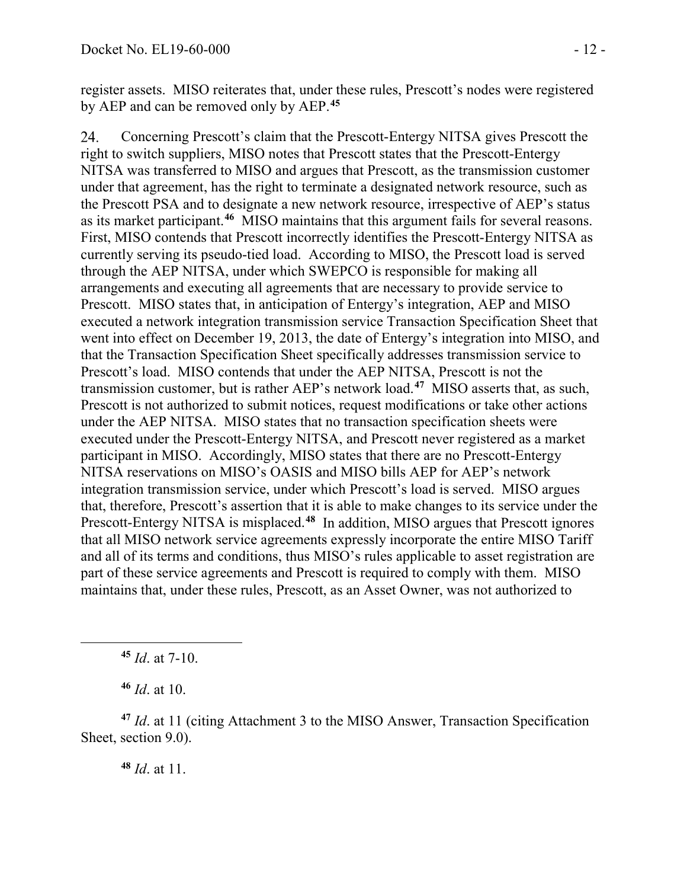register assets. MISO reiterates that, under these rules, Prescott's nodes were registered by AEP and can be removed only by AEP.[45]

24. Concerning Prescott's claim that the Prescott-Entergy NITSA gives Prescott the right to switch suppliers, MISO notes that Prescott states that the Prescott-Entergy NITSA was transferred to MISO and argues that Prescott, as the transmission customer under that agreement, has the right to terminate a designated network resource, such as the Prescott PSA and to designate a new network resource, irrespective of AEP's status as its market participant.[46] MISO maintains that this argument fails for several reasons. First, MISO contends that Prescott incorrectly identifies the Prescott-Entergy NITSA as currently serving its pseudo-tied load. According to MISO, the Prescott load is served through the AEP NITSA, under which SWEPCO is responsible for making all arrangements and executing all agreements that are necessary to provide service to Prescott. MISO states that, in anticipation of Entergy's integration, AEP and MISO executed a network integration transmission service Transaction Specification Sheet that went into effect on December 19, 2013, the date of Entergy's integration into MISO, and that the Transaction Specification Sheet specifically addresses transmission service to Prescott's load. MISO contends that under the AEP NITSA, Prescott is not the transmission customer, but is rather AEP's network load.[47] MISO asserts that, as such, Prescott is not authorized to submit notices, request modifications or take other actions under the AEP NITSA. MISO states that no transaction specification sheets were executed under the Prescott-Entergy NITSA, and Prescott never registered as a market participant in MISO. Accordingly, MISO states that there are no Prescott-Entergy NITSA reservations on MISO's OASIS and MISO bills AEP for AEP's network integration transmission service, under which Prescott's load is served. MISO argues that, therefore, Prescott's assertion that it is able to make changes to its service under the Prescott-Entergy NITSA is misplaced.[48] In addition, MISO argues that Prescott ignores that all MISO network service agreements expressly incorporate the entire MISO Tariff and all of its terms and conditions, thus MISO's rules applicable to asset registration are part of these service agreements and Prescott is required to comply with them. MISO maintains that, under these rules, Prescott, as an Asset Owner, was not authorized to

---

[45] *Id*. at 7-10.

[46] *Id*. at 10.

[47] *Id*. at 11 (citing Attachment 3 to the MISO Answer, Transaction Specification Sheet, section 9.0).

[48] *Id*. at 11.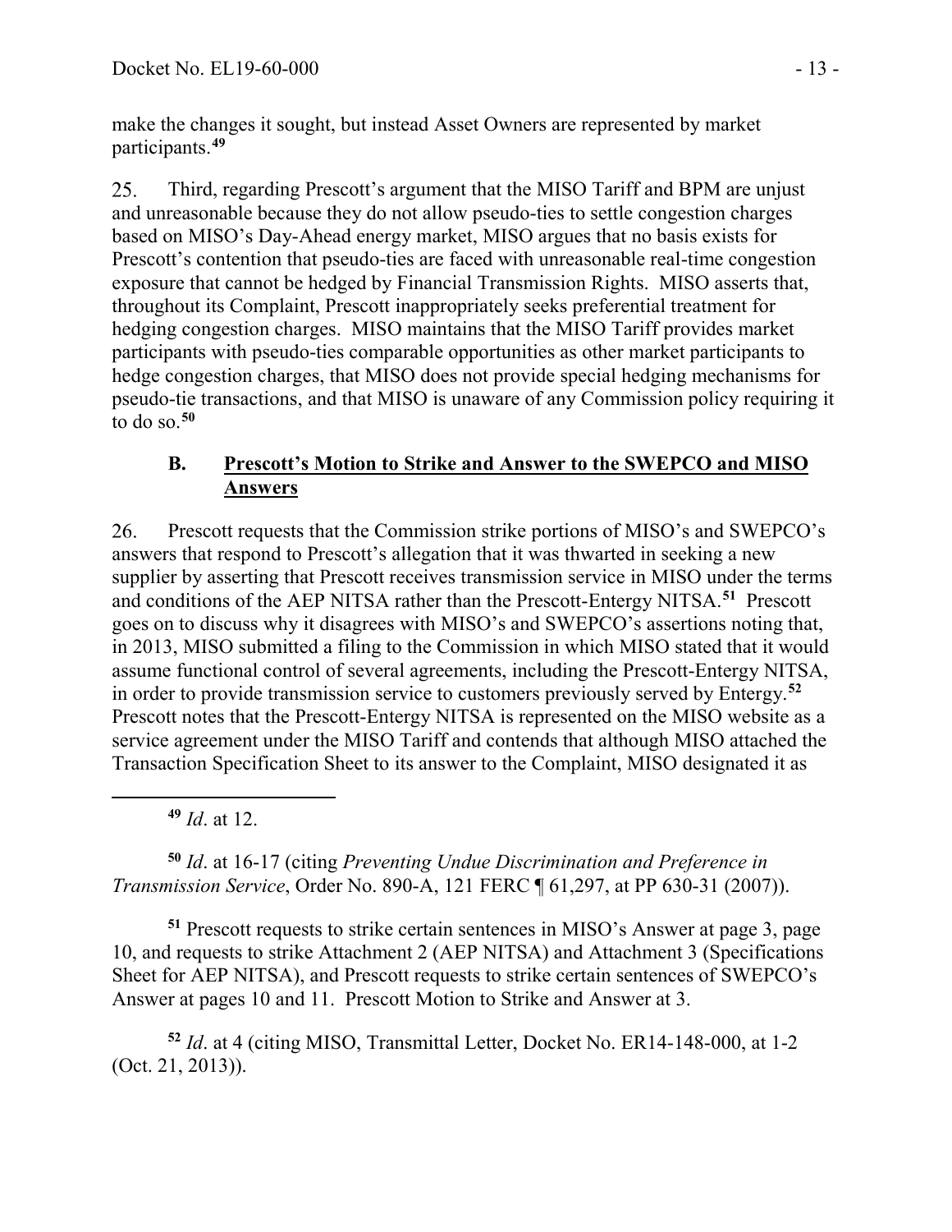make the changes it sought, but instead Asset Owners are represented by market participants.[49]

25. Third, regarding Prescott's argument that the MISO Tariff and BPM are unjust and unreasonable because they do not allow pseudo-ties to settle congestion charges based on MISO's Day-Ahead energy market, MISO argues that no basis exists for Prescott's contention that pseudo-ties are faced with unreasonable real-time congestion exposure that cannot be hedged by Financial Transmission Rights. MISO asserts that, throughout its Complaint, Prescott inappropriately seeks preferential treatment for hedging congestion charges. MISO maintains that the MISO Tariff provides market participants with pseudo-ties comparable opportunities as other market participants to hedge congestion charges, that MISO does not provide special hedging mechanisms for pseudo-tie transactions, and that MISO is unaware of any Commission policy requiring it to do so.[50]

### B. Prescott's Motion to Strike and Answer to the SWEPCO and MISO Answers

26. Prescott requests that the Commission strike portions of MISO's and SWEPCO's answers that respond to Prescott's allegation that it was thwarted in seeking a new supplier by asserting that Prescott receives transmission service in MISO under the terms and conditions of the AEP NITSA rather than the Prescott-Entergy NITSA.[51] Prescott goes on to discuss why it disagrees with MISO's and SWEPCO's assertions noting that, in 2013, MISO submitted a filing to the Commission in which MISO stated that it would assume functional control of several agreements, including the Prescott-Entergy NITSA, in order to provide transmission service to customers previously served by Entergy.[52] Prescott notes that the Prescott-Entergy NITSA is represented on the MISO website as a service agreement under the MISO Tariff and contends that although MISO attached the Transaction Specification Sheet to its answer to the Complaint, MISO designated it as

---

[49] *Id*. at 12.

[50] *Id*. at 16-17 (citing *Preventing Undue Discrimination and Preference in Transmission Service*, Order No. 890-A, 121 FERC ¶ 61,297, at PP 630-31 (2007)).

[51] Prescott requests to strike certain sentences in MISO's Answer at page 3, page 10, and requests to strike Attachment 2 (AEP NITSA) and Attachment 3 (Specifications Sheet for AEP NITSA), and Prescott requests to strike certain sentences of SWEPCO's Answer at pages 10 and 11. Prescott Motion to Strike and Answer at 3.

[52] *Id*. at 4 (citing MISO, Transmittal Letter, Docket No. ER14-148-000, at 1-2 (Oct. 21, 2013)).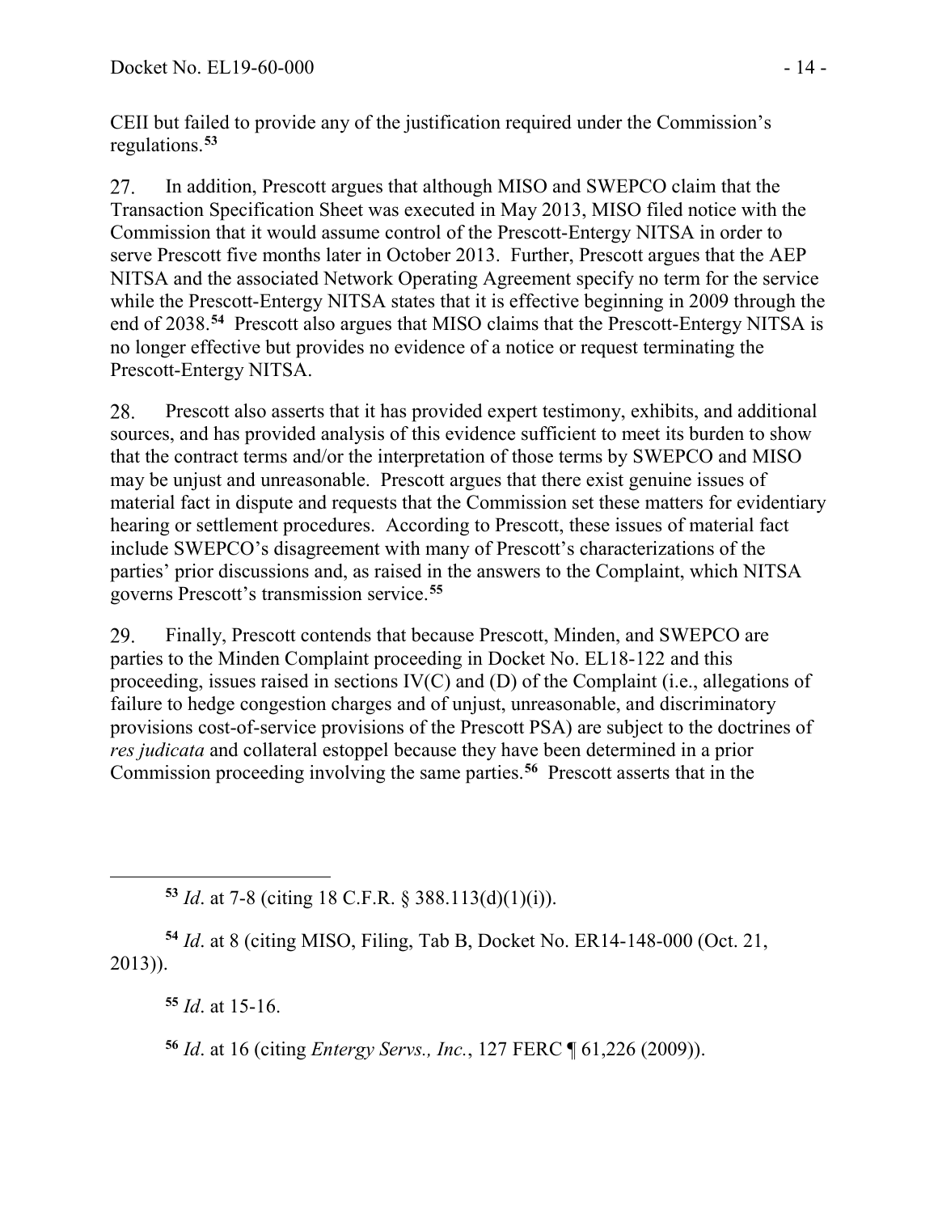CEII but failed to provide any of the justification required under the Commission's regulations.[53]

27. In addition, Prescott argues that although MISO and SWEPCO claim that the Transaction Specification Sheet was executed in May 2013, MISO filed notice with the Commission that it would assume control of the Prescott-Entergy NITSA in order to serve Prescott five months later in October 2013. Further, Prescott argues that the AEP NITSA and the associated Network Operating Agreement specify no term for the service while the Prescott-Entergy NITSA states that it is effective beginning in 2009 through the end of 2038.[54] Prescott also argues that MISO claims that the Prescott-Entergy NITSA is no longer effective but provides no evidence of a notice or request terminating the Prescott-Entergy NITSA.

28. Prescott also asserts that it has provided expert testimony, exhibits, and additional sources, and has provided analysis of this evidence sufficient to meet its burden to show that the contract terms and/or the interpretation of those terms by SWEPCO and MISO may be unjust and unreasonable. Prescott argues that there exist genuine issues of material fact in dispute and requests that the Commission set these matters for evidentiary hearing or settlement procedures. According to Prescott, these issues of material fact include SWEPCO's disagreement with many of Prescott's characterizations of the parties' prior discussions and, as raised in the answers to the Complaint, which NITSA governs Prescott's transmission service.[55]

29. Finally, Prescott contends that because Prescott, Minden, and SWEPCO are parties to the Minden Complaint proceeding in Docket No. EL18-122 and this proceeding, issues raised in sections IV(C) and (D) of the Complaint (i.e., allegations of failure to hedge congestion charges and of unjust, unreasonable, and discriminatory provisions cost-of-service provisions of the Prescott PSA) are subject to the doctrines of *res judicata* and collateral estoppel because they have been determined in a prior Commission proceeding involving the same parties.[56] Prescott asserts that in the

---

[53] *Id*. at 7-8 (citing 18 C.F.R. § 388.113(d)(1)(i)).

[54] *Id*. at 8 (citing MISO, Filing, Tab B, Docket No. ER14-148-000 (Oct. 21, 2013)).

[55] *Id*. at 15-16.

[56] *Id*. at 16 (citing *Entergy Servs., Inc.*, 127 FERC ¶ 61,226 (2009)).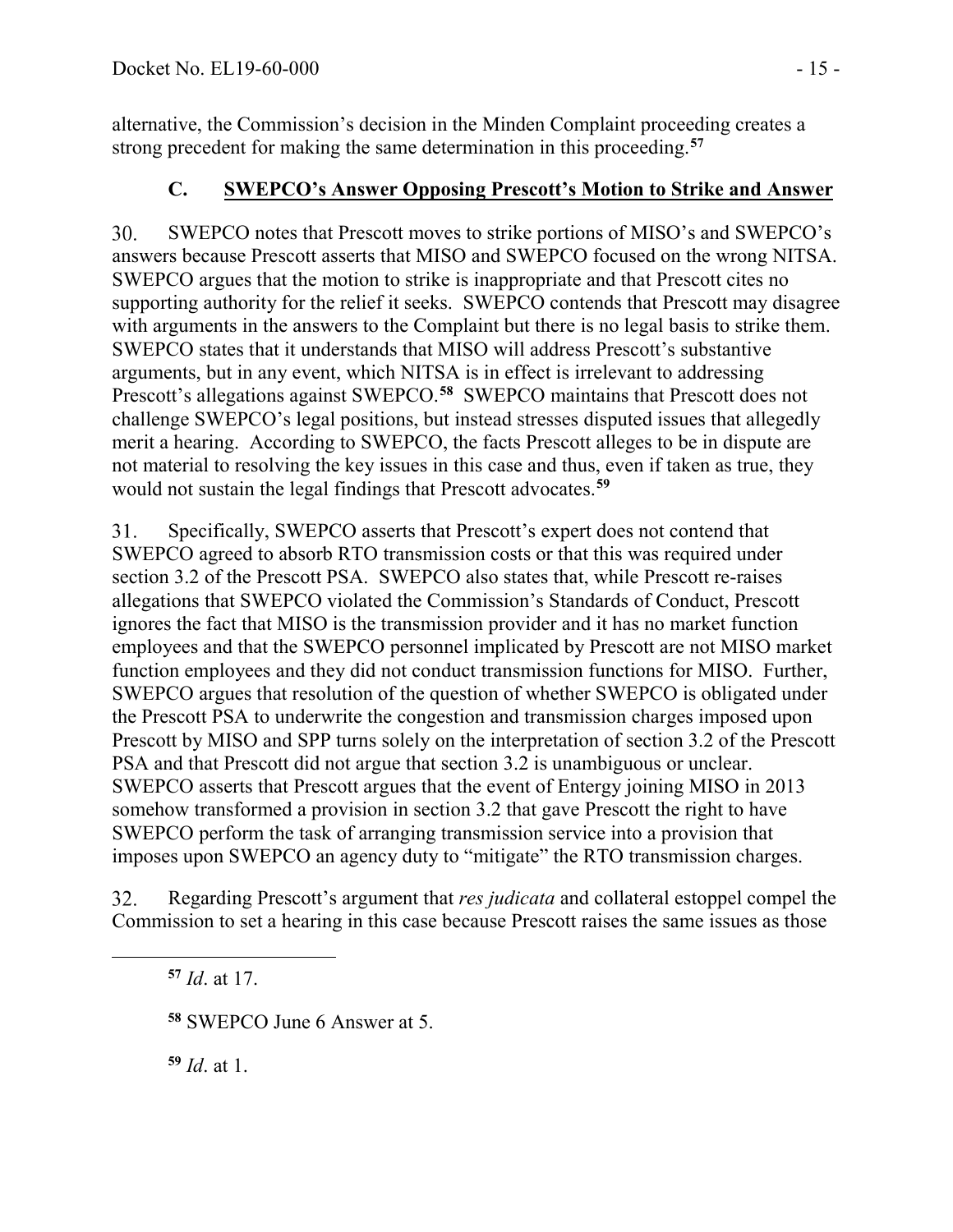alternative, the Commission's decision in the Minden Complaint proceeding creates a strong precedent for making the same determination in this proceeding.[57]

## C. SWEPCO's Answer Opposing Prescott's Motion to Strike and Answer

30. SWEPCO notes that Prescott moves to strike portions of MISO's and SWEPCO's answers because Prescott asserts that MISO and SWEPCO focused on the wrong NITSA. SWEPCO argues that the motion to strike is inappropriate and that Prescott cites no supporting authority for the relief it seeks. SWEPCO contends that Prescott may disagree with arguments in the answers to the Complaint but there is no legal basis to strike them. SWEPCO states that it understands that MISO will address Prescott's substantive arguments, but in any event, which NITSA is in effect is irrelevant to addressing Prescott's allegations against SWEPCO.[58] SWEPCO maintains that Prescott does not challenge SWEPCO's legal positions, but instead stresses disputed issues that allegedly merit a hearing. According to SWEPCO, the facts Prescott alleges to be in dispute are not material to resolving the key issues in this case and thus, even if taken as true, they would not sustain the legal findings that Prescott advocates.[59]

31. Specifically, SWEPCO asserts that Prescott's expert does not contend that SWEPCO agreed to absorb RTO transmission costs or that this was required under section 3.2 of the Prescott PSA. SWEPCO also states that, while Prescott re-raises allegations that SWEPCO violated the Commission's Standards of Conduct, Prescott ignores the fact that MISO is the transmission provider and it has no market function employees and that the SWEPCO personnel implicated by Prescott are not MISO market function employees and they did not conduct transmission functions for MISO. Further, SWEPCO argues that resolution of the question of whether SWEPCO is obligated under the Prescott PSA to underwrite the congestion and transmission charges imposed upon Prescott by MISO and SPP turns solely on the interpretation of section 3.2 of the Prescott PSA and that Prescott did not argue that section 3.2 is unambiguous or unclear. SWEPCO asserts that Prescott argues that the event of Entergy joining MISO in 2013 somehow transformed a provision in section 3.2 that gave Prescott the right to have SWEPCO perform the task of arranging transmission service into a provision that imposes upon SWEPCO an agency duty to "mitigate" the RTO transmission charges.

32. Regarding Prescott's argument that *res judicata* and collateral estoppel compel the Commission to set a hearing in this case because Prescott raises the same issues as those

---

[57] *Id*. at 17.

[58] SWEPCO June 6 Answer at 5.

[59] *Id*. at 1.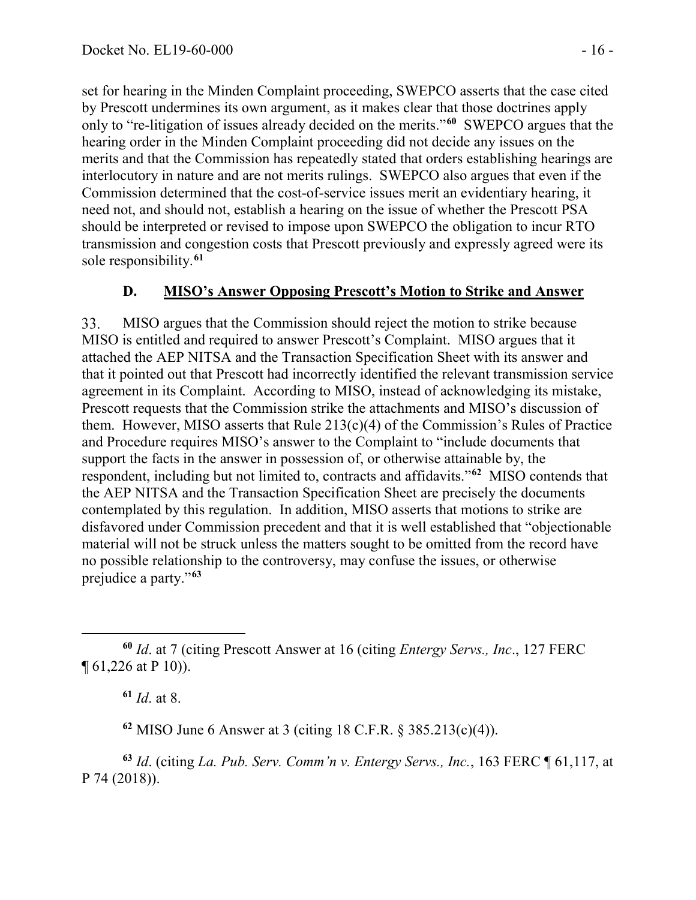set for hearing in the Minden Complaint proceeding, SWEPCO asserts that the case cited by Prescott undermines its own argument, as it makes clear that those doctrines apply only to "re-litigation of issues already decided on the merits."[60] SWEPCO argues that the hearing order in the Minden Complaint proceeding did not decide any issues on the merits and that the Commission has repeatedly stated that orders establishing hearings are interlocutory in nature and are not merits rulings. SWEPCO also argues that even if the Commission determined that the cost-of-service issues merit an evidentiary hearing, it need not, and should not, establish a hearing on the issue of whether the Prescott PSA should be interpreted or revised to impose upon SWEPCO the obligation to incur RTO transmission and congestion costs that Prescott previously and expressly agreed were its sole responsibility.[61]

### D. MISO's Answer Opposing Prescott's Motion to Strike and Answer

33. MISO argues that the Commission should reject the motion to strike because MISO is entitled and required to answer Prescott's Complaint. MISO argues that it attached the AEP NITSA and the Transaction Specification Sheet with its answer and that it pointed out that Prescott had incorrectly identified the relevant transmission service agreement in its Complaint. According to MISO, instead of acknowledging its mistake, Prescott requests that the Commission strike the attachments and MISO's discussion of them. However, MISO asserts that Rule 213(c)(4) of the Commission's Rules of Practice and Procedure requires MISO's answer to the Complaint to "include documents that support the facts in the answer in possession of, or otherwise attainable by, the respondent, including but not limited to, contracts and affidavits."[62] MISO contends that the AEP NITSA and the Transaction Specification Sheet are precisely the documents contemplated by this regulation. In addition, MISO asserts that motions to strike are disfavored under Commission precedent and that it is well established that "objectionable material will not be struck unless the matters sought to be omitted from the record have no possible relationship to the controversy, may confuse the issues, or otherwise prejudice a party."[63]

---

[60] *Id*. at 7 (citing Prescott Answer at 16 (citing *Entergy Servs., Inc*., 127 FERC ¶ 61,226 at P 10)).

[61] *Id*. at 8.

[62] MISO June 6 Answer at 3 (citing 18 C.F.R. § 385.213(c)(4)).

[63] *Id*. (citing *La. Pub. Serv. Comm'n v. Entergy Servs., Inc.*, 163 FERC ¶ 61,117, at P 74 (2018)).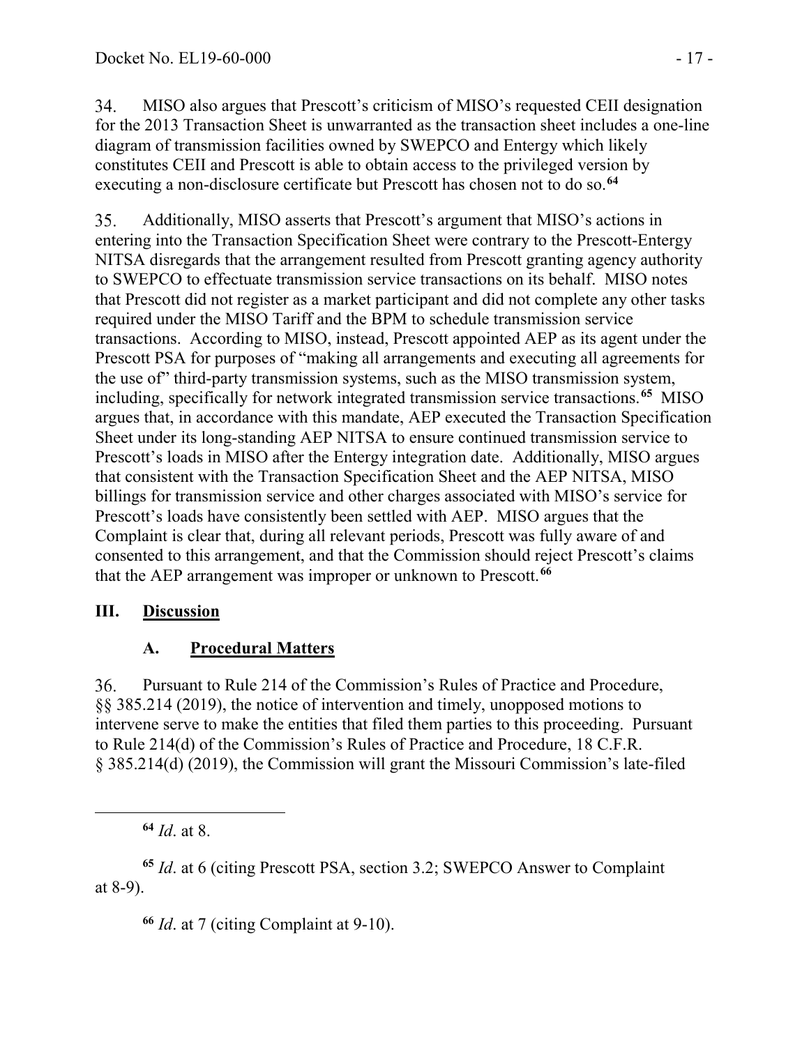34. MISO also argues that Prescott's criticism of MISO's requested CEII designation for the 2013 Transaction Sheet is unwarranted as the transaction sheet includes a one-line diagram of transmission facilities owned by SWEPCO and Entergy which likely constitutes CEII and Prescott is able to obtain access to the privileged version by executing a non-disclosure certificate but Prescott has chosen not to do so.[64]

35. Additionally, MISO asserts that Prescott's argument that MISO's actions in entering into the Transaction Specification Sheet were contrary to the Prescott-Entergy NITSA disregards that the arrangement resulted from Prescott granting agency authority to SWEPCO to effectuate transmission service transactions on its behalf. MISO notes that Prescott did not register as a market participant and did not complete any other tasks required under the MISO Tariff and the BPM to schedule transmission service transactions. According to MISO, instead, Prescott appointed AEP as its agent under the Prescott PSA for purposes of "making all arrangements and executing all agreements for the use of" third-party transmission systems, such as the MISO transmission system, including, specifically for network integrated transmission service transactions.[65] MISO argues that, in accordance with this mandate, AEP executed the Transaction Specification Sheet under its long-standing AEP NITSA to ensure continued transmission service to Prescott's loads in MISO after the Entergy integration date. Additionally, MISO argues that consistent with the Transaction Specification Sheet and the AEP NITSA, MISO billings for transmission service and other charges associated with MISO's service for Prescott's loads have consistently been settled with AEP. MISO argues that the Complaint is clear that, during all relevant periods, Prescott was fully aware of and consented to this arrangement, and that the Commission should reject Prescott's claims that the AEP arrangement was improper or unknown to Prescott.[66]

## III. Discussion

### A. Procedural Matters

36. Pursuant to Rule 214 of the Commission's Rules of Practice and Procedure, §§ 385.214 (2019), the notice of intervention and timely, unopposed motions to intervene serve to make the entities that filed them parties to this proceeding. Pursuant to Rule 214(d) of the Commission's Rules of Practice and Procedure, 18 C.F.R. § 385.214(d) (2019), the Commission will grant the Missouri Commission's late-filed

---

[64] *Id*. at 8.

[65] *Id*. at 6 (citing Prescott PSA, section 3.2; SWEPCO Answer to Complaint at 8-9).

[66] *Id*. at 7 (citing Complaint at 9-10).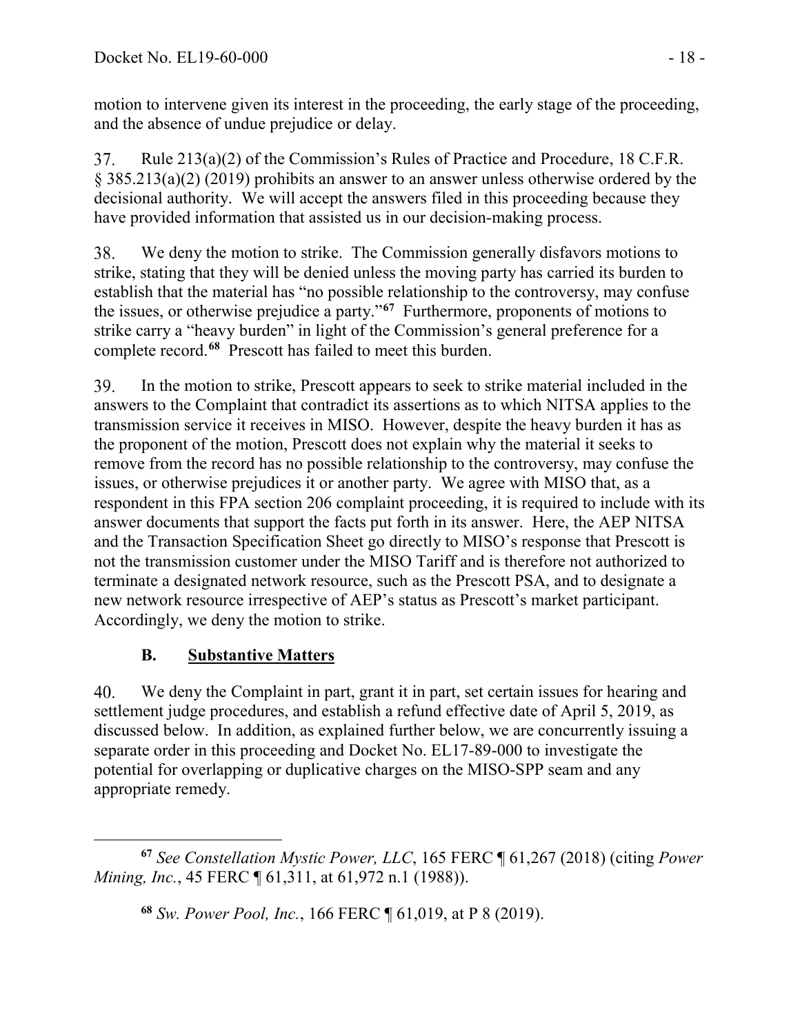motion to intervene given its interest in the proceeding, the early stage of the proceeding, and the absence of undue prejudice or delay.

37. Rule 213(a)(2) of the Commission's Rules of Practice and Procedure, 18 C.F.R. § 385.213(a)(2) (2019) prohibits an answer to an answer unless otherwise ordered by the decisional authority. We will accept the answers filed in this proceeding because they have provided information that assisted us in our decision-making process.

38. We deny the motion to strike. The Commission generally disfavors motions to strike, stating that they will be denied unless the moving party has carried its burden to establish that the material has "no possible relationship to the controversy, may confuse the issues, or otherwise prejudice a party."[67] Furthermore, proponents of motions to strike carry a "heavy burden" in light of the Commission's general preference for a complete record.[68] Prescott has failed to meet this burden.

39. In the motion to strike, Prescott appears to seek to strike material included in the answers to the Complaint that contradict its assertions as to which NITSA applies to the transmission service it receives in MISO. However, despite the heavy burden it has as the proponent of the motion, Prescott does not explain why the material it seeks to remove from the record has no possible relationship to the controversy, may confuse the issues, or otherwise prejudices it or another party. We agree with MISO that, as a respondent in this FPA section 206 complaint proceeding, it is required to include with its answer documents that support the facts put forth in its answer. Here, the AEP NITSA and the Transaction Specification Sheet go directly to MISO's response that Prescott is not the transmission customer under the MISO Tariff and is therefore not authorized to terminate a designated network resource, such as the Prescott PSA, and to designate a new network resource irrespective of AEP's status as Prescott's market participant. Accordingly, we deny the motion to strike.

## B. Substantive Matters

40. We deny the Complaint in part, grant it in part, set certain issues for hearing and settlement judge procedures, and establish a refund effective date of April 5, 2019, as discussed below. In addition, as explained further below, we are concurrently issuing a separate order in this proceeding and Docket No. EL17-89-000 to investigate the potential for overlapping or duplicative charges on the MISO-SPP seam and any appropriate remedy.

---

[67] *See Constellation Mystic Power, LLC*, 165 FERC ¶ 61,267 (2018) (citing *Power Mining, Inc.*, 45 FERC ¶ 61,311, at 61,972 n.1 (1988)).

[68] *Sw. Power Pool, Inc.*, 166 FERC ¶ 61,019, at P 8 (2019).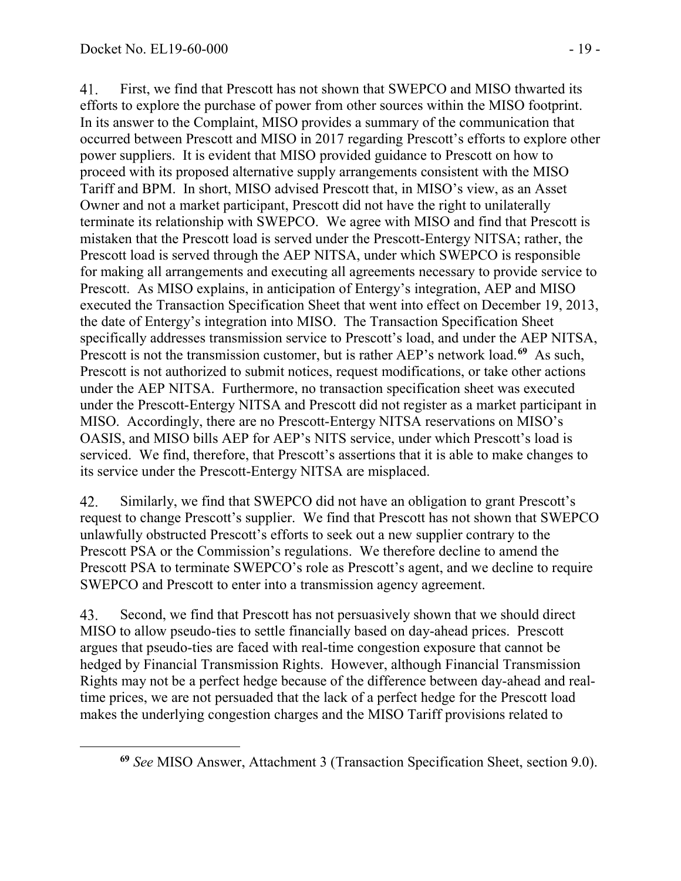41. First, we find that Prescott has not shown that SWEPCO and MISO thwarted its efforts to explore the purchase of power from other sources within the MISO footprint. In its answer to the Complaint, MISO provides a summary of the communication that occurred between Prescott and MISO in 2017 regarding Prescott's efforts to explore other power suppliers. It is evident that MISO provided guidance to Prescott on how to proceed with its proposed alternative supply arrangements consistent with the MISO Tariff and BPM. In short, MISO advised Prescott that, in MISO's view, as an Asset Owner and not a market participant, Prescott did not have the right to unilaterally terminate its relationship with SWEPCO. We agree with MISO and find that Prescott is mistaken that the Prescott load is served under the Prescott-Entergy NITSA; rather, the Prescott load is served through the AEP NITSA, under which SWEPCO is responsible for making all arrangements and executing all agreements necessary to provide service to Prescott. As MISO explains, in anticipation of Entergy's integration, AEP and MISO executed the Transaction Specification Sheet that went into effect on December 19, 2013, the date of Entergy's integration into MISO. The Transaction Specification Sheet specifically addresses transmission service to Prescott's load, and under the AEP NITSA, Prescott is not the transmission customer, but is rather AEP's network load.[69] As such, Prescott is not authorized to submit notices, request modifications, or take other actions under the AEP NITSA. Furthermore, no transaction specification sheet was executed under the Prescott-Entergy NITSA and Prescott did not register as a market participant in MISO. Accordingly, there are no Prescott-Entergy NITSA reservations on MISO's OASIS, and MISO bills AEP for AEP's NITS service, under which Prescott's load is serviced. We find, therefore, that Prescott's assertions that it is able to make changes to its service under the Prescott-Entergy NITSA are misplaced.

42. Similarly, we find that SWEPCO did not have an obligation to grant Prescott's request to change Prescott's supplier. We find that Prescott has not shown that SWEPCO unlawfully obstructed Prescott's efforts to seek out a new supplier contrary to the Prescott PSA or the Commission's regulations. We therefore decline to amend the Prescott PSA to terminate SWEPCO's role as Prescott's agent, and we decline to require SWEPCO and Prescott to enter into a transmission agency agreement.

43. Second, we find that Prescott has not persuasively shown that we should direct MISO to allow pseudo-ties to settle financially based on day-ahead prices. Prescott argues that pseudo-ties are faced with real-time congestion exposure that cannot be hedged by Financial Transmission Rights. However, although Financial Transmission Rights may not be a perfect hedge because of the difference between day-ahead and real-time prices, we are not persuaded that the lack of a perfect hedge for the Prescott load makes the underlying congestion charges and the MISO Tariff provisions related to

---

[69] *See* MISO Answer, Attachment 3 (Transaction Specification Sheet, section 9.0).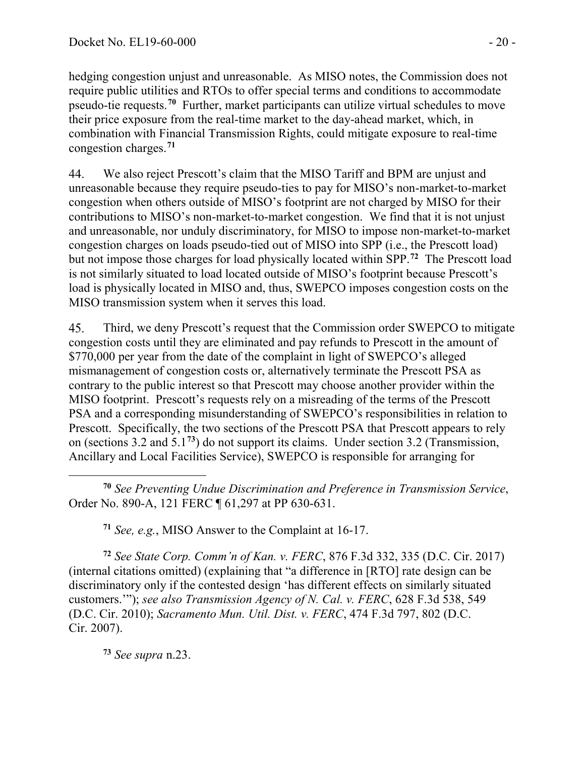hedging congestion unjust and unreasonable. As MISO notes, the Commission does not require public utilities and RTOs to offer special terms and conditions to accommodate pseudo-tie requests.[70] Further, market participants can utilize virtual schedules to move their price exposure from the real-time market to the day-ahead market, which, in combination with Financial Transmission Rights, could mitigate exposure to real-time congestion charges.[71]

44. We also reject Prescott's claim that the MISO Tariff and BPM are unjust and unreasonable because they require pseudo-ties to pay for MISO's non-market-to-market congestion when others outside of MISO's footprint are not charged by MISO for their contributions to MISO's non-market-to-market congestion. We find that it is not unjust and unreasonable, nor unduly discriminatory, for MISO to impose non-market-to-market congestion charges on loads pseudo-tied out of MISO into SPP (i.e., the Prescott load) but not impose those charges for load physically located within SPP.[72] The Prescott load is not similarly situated to load located outside of MISO's footprint because Prescott's load is physically located in MISO and, thus, SWEPCO imposes congestion costs on the MISO transmission system when it serves this load.

45. Third, we deny Prescott's request that the Commission order SWEPCO to mitigate congestion costs until they are eliminated and pay refunds to Prescott in the amount of $770,000 per year from the date of the complaint in light of SWEPCO's alleged mismanagement of congestion costs or, alternatively terminate the Prescott PSA as contrary to the public interest so that Prescott may choose another provider within the MISO footprint. Prescott's requests rely on a misreading of the terms of the Prescott PSA and a corresponding misunderstanding of SWEPCO's responsibilities in relation to Prescott. Specifically, the two sections of the Prescott PSA that Prescott appears to rely on (sections 3.2 and 5.1[73]) do not support its claims. Under section 3.2 (Transmission, Ancillary and Local Facilities Service), SWEPCO is responsible for arranging for

---

[70] *See Preventing Undue Discrimination and Preference in Transmission Service*, Order No. 890-A, 121 FERC ¶ 61,297 at PP 630-631.

[71] *See, e.g.*, MISO Answer to the Complaint at 16-17.

[72] *See State Corp. Comm'n of Kan. v. FERC*, 876 F.3d 332, 335 (D.C. Cir. 2017) (internal citations omitted) (explaining that "a difference in [RTO] rate design can be discriminatory only if the contested design 'has different effects on similarly situated customers.'"); *see also Transmission Agency of N. Cal. v. FERC*, 628 F.3d 538, 549 (D.C. Cir. 2010); *Sacramento Mun. Util. Dist. v. FERC*, 474 F.3d 797, 802 (D.C. Cir. 2007).

[73] *See supra* n.23.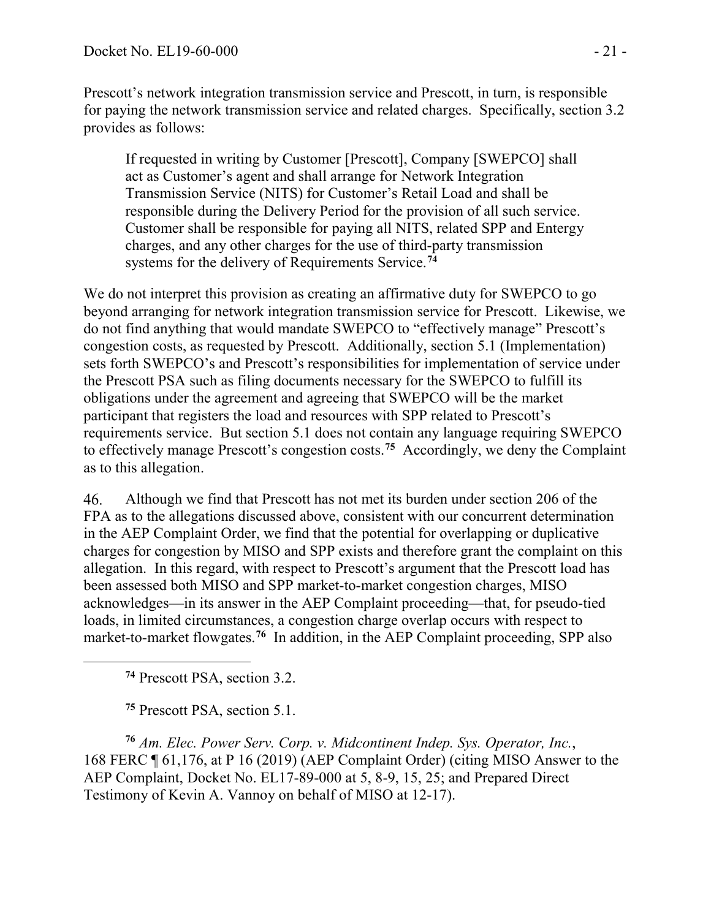Prescott's network integration transmission service and Prescott, in turn, is responsible for paying the network transmission service and related charges. Specifically, section 3.2 provides as follows:

> If requested in writing by Customer [Prescott], Company [SWEPCO] shall act as Customer's agent and shall arrange for Network Integration Transmission Service (NITS) for Customer's Retail Load and shall be responsible during the Delivery Period for the provision of all such service. Customer shall be responsible for paying all NITS, related SPP and Entergy charges, and any other charges for the use of third-party transmission systems for the delivery of Requirements Service.[74]

We do not interpret this provision as creating an affirmative duty for SWEPCO to go beyond arranging for network integration transmission service for Prescott. Likewise, we do not find anything that would mandate SWEPCO to "effectively manage" Prescott's congestion costs, as requested by Prescott. Additionally, section 5.1 (Implementation) sets forth SWEPCO's and Prescott's responsibilities for implementation of service under the Prescott PSA such as filing documents necessary for the SWEPCO to fulfill its obligations under the agreement and agreeing that SWEPCO will be the market participant that registers the load and resources with SPP related to Prescott's requirements service. But section 5.1 does not contain any language requiring SWEPCO to effectively manage Prescott's congestion costs.[75] Accordingly, we deny the Complaint as to this allegation.

46. Although we find that Prescott has not met its burden under section 206 of the FPA as to the allegations discussed above, consistent with our concurrent determination in the AEP Complaint Order, we find that the potential for overlapping or duplicative charges for congestion by MISO and SPP exists and therefore grant the complaint on this allegation. In this regard, with respect to Prescott's argument that the Prescott load has been assessed both MISO and SPP market-to-market congestion charges, MISO acknowledges—in its answer in the AEP Complaint proceeding—that, for pseudo-tied loads, in limited circumstances, a congestion charge overlap occurs with respect to market-to-market flowgates.[76] In addition, in the AEP Complaint proceeding, SPP also

---

[74] Prescott PSA, section 3.2.

[75] Prescott PSA, section 5.1.

[76] *Am. Elec. Power Serv. Corp. v. Midcontinent Indep. Sys. Operator, Inc.*, 168 FERC ¶ 61,176, at P 16 (2019) (AEP Complaint Order) (citing MISO Answer to the AEP Complaint, Docket No. EL17-89-000 at 5, 8-9, 15, 25; and Prepared Direct Testimony of Kevin A. Vannoy on behalf of MISO at 12-17).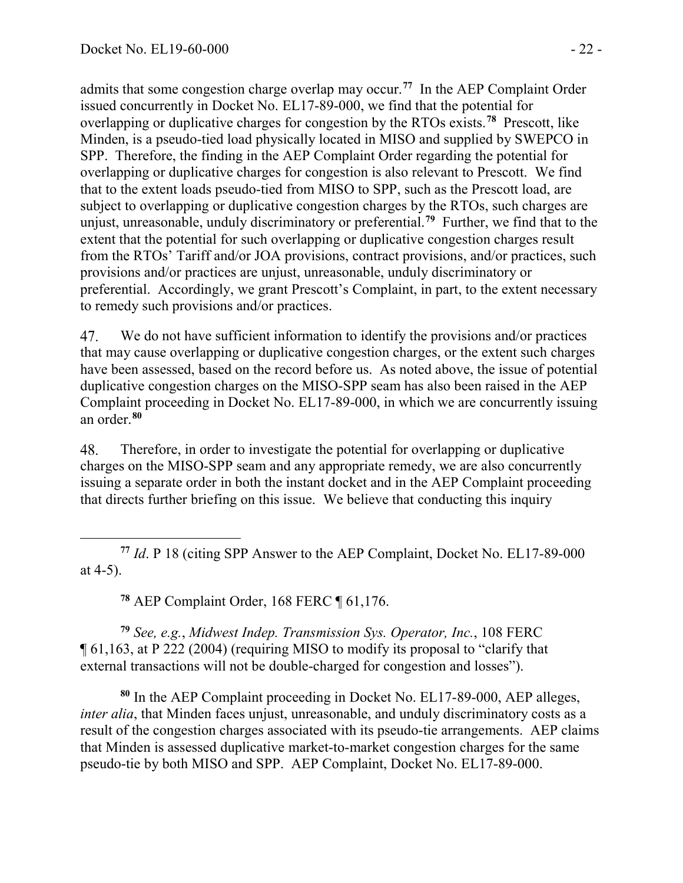admits that some congestion charge overlap may occur.[77] In the AEP Complaint Order issued concurrently in Docket No. EL17-89-000, we find that the potential for overlapping or duplicative charges for congestion by the RTOs exists.[78] Prescott, like Minden, is a pseudo-tied load physically located in MISO and supplied by SWEPCO in SPP. Therefore, the finding in the AEP Complaint Order regarding the potential for overlapping or duplicative charges for congestion is also relevant to Prescott. We find that to the extent loads pseudo-tied from MISO to SPP, such as the Prescott load, are subject to overlapping or duplicative congestion charges by the RTOs, such charges are unjust, unreasonable, unduly discriminatory or preferential.[79] Further, we find that to the extent that the potential for such overlapping or duplicative congestion charges result from the RTOs' Tariff and/or JOA provisions, contract provisions, and/or practices, such provisions and/or practices are unjust, unreasonable, unduly discriminatory or preferential. Accordingly, we grant Prescott's Complaint, in part, to the extent necessary to remedy such provisions and/or practices.

47. We do not have sufficient information to identify the provisions and/or practices that may cause overlapping or duplicative congestion charges, or the extent such charges have been assessed, based on the record before us. As noted above, the issue of potential duplicative congestion charges on the MISO-SPP seam has also been raised in the AEP Complaint proceeding in Docket No. EL17-89-000, in which we are concurrently issuing an order.[80]

48. Therefore, in order to investigate the potential for overlapping or duplicative charges on the MISO-SPP seam and any appropriate remedy, we are also concurrently issuing a separate order in both the instant docket and in the AEP Complaint proceeding that directs further briefing on this issue. We believe that conducting this inquiry

---

[77] *Id*. P 18 (citing SPP Answer to the AEP Complaint, Docket No. EL17-89-000 at 4-5).

[78] AEP Complaint Order, 168 FERC ¶ 61,176.

[79] *See, e.g.*, *Midwest Indep. Transmission Sys. Operator, Inc.*, 108 FERC ¶ 61,163, at P 222 (2004) (requiring MISO to modify its proposal to "clarify that external transactions will not be double-charged for congestion and losses").

[80] In the AEP Complaint proceeding in Docket No. EL17-89-000, AEP alleges, *inter alia*, that Minden faces unjust, unreasonable, and unduly discriminatory costs as a result of the congestion charges associated with its pseudo-tie arrangements. AEP claims that Minden is assessed duplicative market-to-market congestion charges for the same pseudo-tie by both MISO and SPP. AEP Complaint, Docket No. EL17-89-000.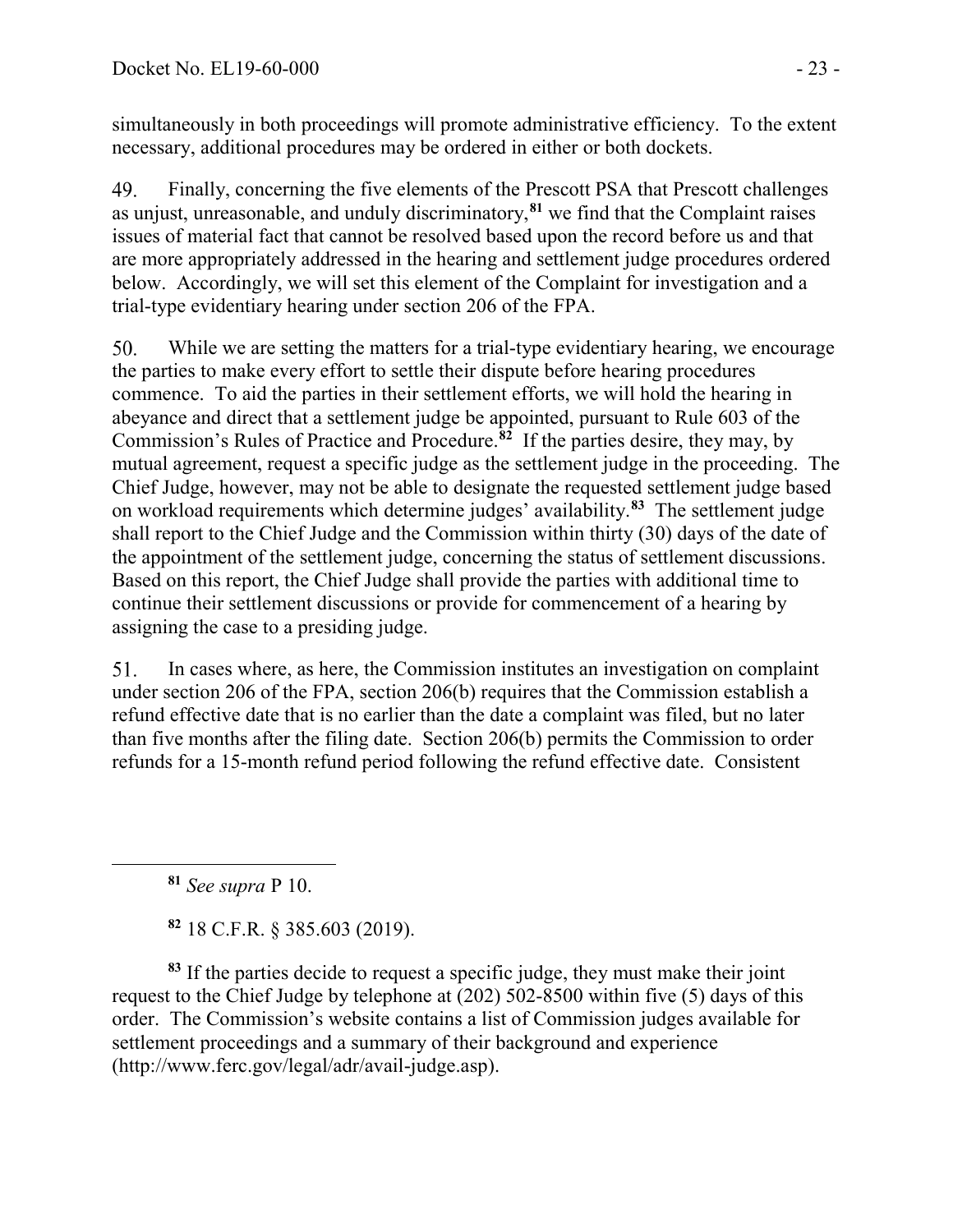simultaneously in both proceedings will promote administrative efficiency. To the extent necessary, additional procedures may be ordered in either or both dockets.

49. Finally, concerning the five elements of the Prescott PSA that Prescott challenges as unjust, unreasonable, and unduly discriminatory,[81] we find that the Complaint raises issues of material fact that cannot be resolved based upon the record before us and that are more appropriately addressed in the hearing and settlement judge procedures ordered below. Accordingly, we will set this element of the Complaint for investigation and a trial-type evidentiary hearing under section 206 of the FPA.

50. While we are setting the matters for a trial-type evidentiary hearing, we encourage the parties to make every effort to settle their dispute before hearing procedures commence. To aid the parties in their settlement efforts, we will hold the hearing in abeyance and direct that a settlement judge be appointed, pursuant to Rule 603 of the Commission's Rules of Practice and Procedure.[82] If the parties desire, they may, by mutual agreement, request a specific judge as the settlement judge in the proceeding. The Chief Judge, however, may not be able to designate the requested settlement judge based on workload requirements which determine judges' availability.[83] The settlement judge shall report to the Chief Judge and the Commission within thirty (30) days of the date of the appointment of the settlement judge, concerning the status of settlement discussions. Based on this report, the Chief Judge shall provide the parties with additional time to continue their settlement discussions or provide for commencement of a hearing by assigning the case to a presiding judge.

51. In cases where, as here, the Commission institutes an investigation on complaint under section 206 of the FPA, section 206(b) requires that the Commission establish a refund effective date that is no earlier than the date a complaint was filed, but no later than five months after the filing date. Section 206(b) permits the Commission to order refunds for a 15-month refund period following the refund effective date. Consistent

---

[81] *See supra* P 10.

[82] 18 C.F.R. § 385.603 (2019).

[83] If the parties decide to request a specific judge, they must make their joint request to the Chief Judge by telephone at (202) 502-8500 within five (5) days of this order. The Commission's website contains a list of Commission judges available for settlement proceedings and a summary of their background and experience (http://www.ferc.gov/legal/adr/avail-judge.asp).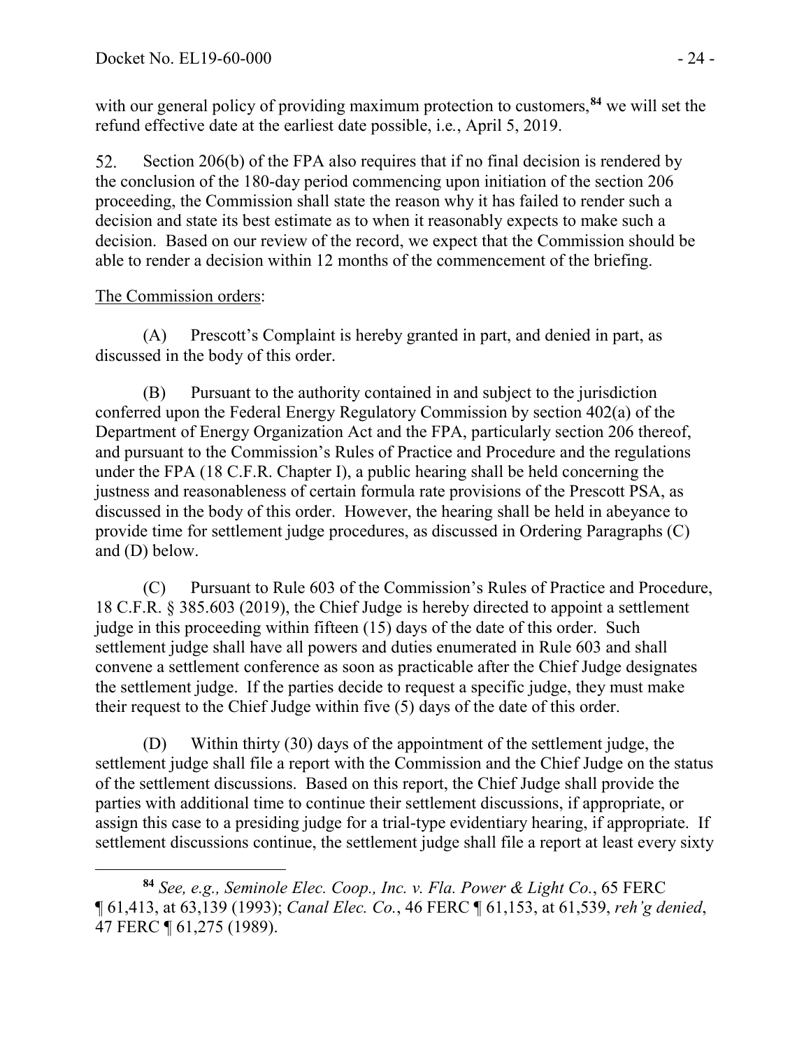with our general policy of providing maximum protection to customers,[84] we will set the refund effective date at the earliest date possible, i.e., April 5, 2019.

52. Section 206(b) of the FPA also requires that if no final decision is rendered by the conclusion of the 180-day period commencing upon initiation of the section 206 proceeding, the Commission shall state the reason why it has failed to render such a decision and state its best estimate as to when it reasonably expects to make such a decision. Based on our review of the record, we expect that the Commission should be able to render a decision within 12 months of the commencement of the briefing.

The Commission orders:

(A) Prescott's Complaint is hereby granted in part, and denied in part, as discussed in the body of this order.

(B) Pursuant to the authority contained in and subject to the jurisdiction conferred upon the Federal Energy Regulatory Commission by section 402(a) of the Department of Energy Organization Act and the FPA, particularly section 206 thereof, and pursuant to the Commission's Rules of Practice and Procedure and the regulations under the FPA (18 C.F.R. Chapter I), a public hearing shall be held concerning the justness and reasonableness of certain formula rate provisions of the Prescott PSA, as discussed in the body of this order. However, the hearing shall be held in abeyance to provide time for settlement judge procedures, as discussed in Ordering Paragraphs (C) and (D) below.

(C) Pursuant to Rule 603 of the Commission's Rules of Practice and Procedure, 18 C.F.R. § 385.603 (2019), the Chief Judge is hereby directed to appoint a settlement judge in this proceeding within fifteen (15) days of the date of this order. Such settlement judge shall have all powers and duties enumerated in Rule 603 and shall convene a settlement conference as soon as practicable after the Chief Judge designates the settlement judge. If the parties decide to request a specific judge, they must make their request to the Chief Judge within five (5) days of the date of this order.

(D) Within thirty (30) days of the appointment of the settlement judge, the settlement judge shall file a report with the Commission and the Chief Judge on the status of the settlement discussions. Based on this report, the Chief Judge shall provide the parties with additional time to continue their settlement discussions, if appropriate, or assign this case to a presiding judge for a trial-type evidentiary hearing, if appropriate. If settlement discussions continue, the settlement judge shall file a report at least every sixty

---

[84] *See, e.g., Seminole Elec. Coop., Inc. v. Fla. Power & Light Co.*, 65 FERC ¶ 61,413, at 63,139 (1993); *Canal Elec. Co.*, 46 FERC ¶ 61,153, at 61,539, *reh'g denied*, 47 FERC ¶ 61,275 (1989).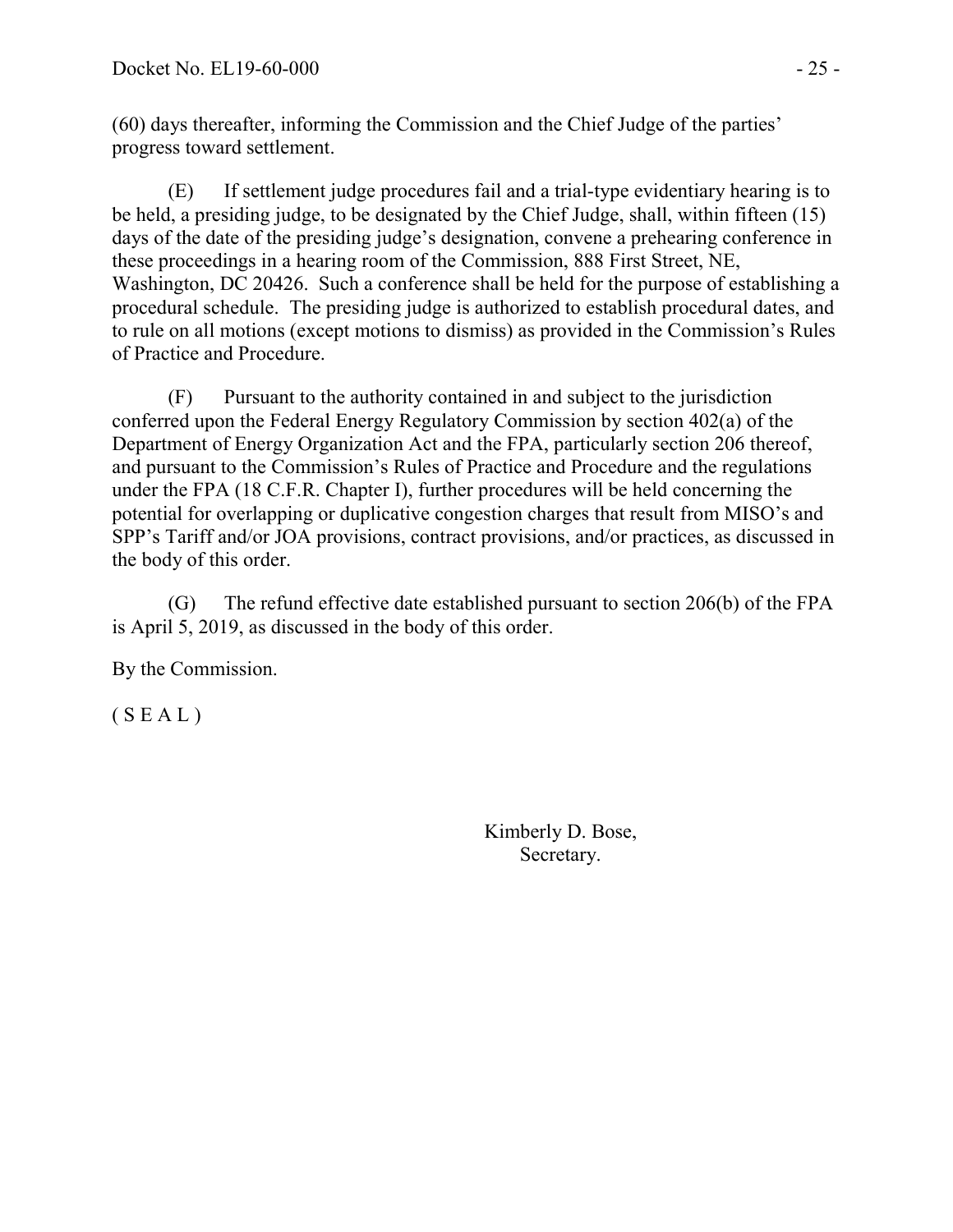(60) days thereafter, informing the Commission and the Chief Judge of the parties' progress toward settlement.

(E) If settlement judge procedures fail and a trial-type evidentiary hearing is to be held, a presiding judge, to be designated by the Chief Judge, shall, within fifteen (15) days of the date of the presiding judge's designation, convene a prehearing conference in these proceedings in a hearing room of the Commission, 888 First Street, NE, Washington, DC 20426. Such a conference shall be held for the purpose of establishing a procedural schedule. The presiding judge is authorized to establish procedural dates, and to rule on all motions (except motions to dismiss) as provided in the Commission's Rules of Practice and Procedure.

(F) Pursuant to the authority contained in and subject to the jurisdiction conferred upon the Federal Energy Regulatory Commission by section 402(a) of the Department of Energy Organization Act and the FPA, particularly section 206 thereof, and pursuant to the Commission's Rules of Practice and Procedure and the regulations under the FPA (18 C.F.R. Chapter I), further procedures will be held concerning the potential for overlapping or duplicative congestion charges that result from MISO's and SPP's Tariff and/or JOA provisions, contract provisions, and/or practices, as discussed in the body of this order.

(G) The refund effective date established pursuant to section 206(b) of the FPA is April 5, 2019, as discussed in the body of this order.

By the Commission.

( S E A L )

Kimberly D. Bose,
Secretary.